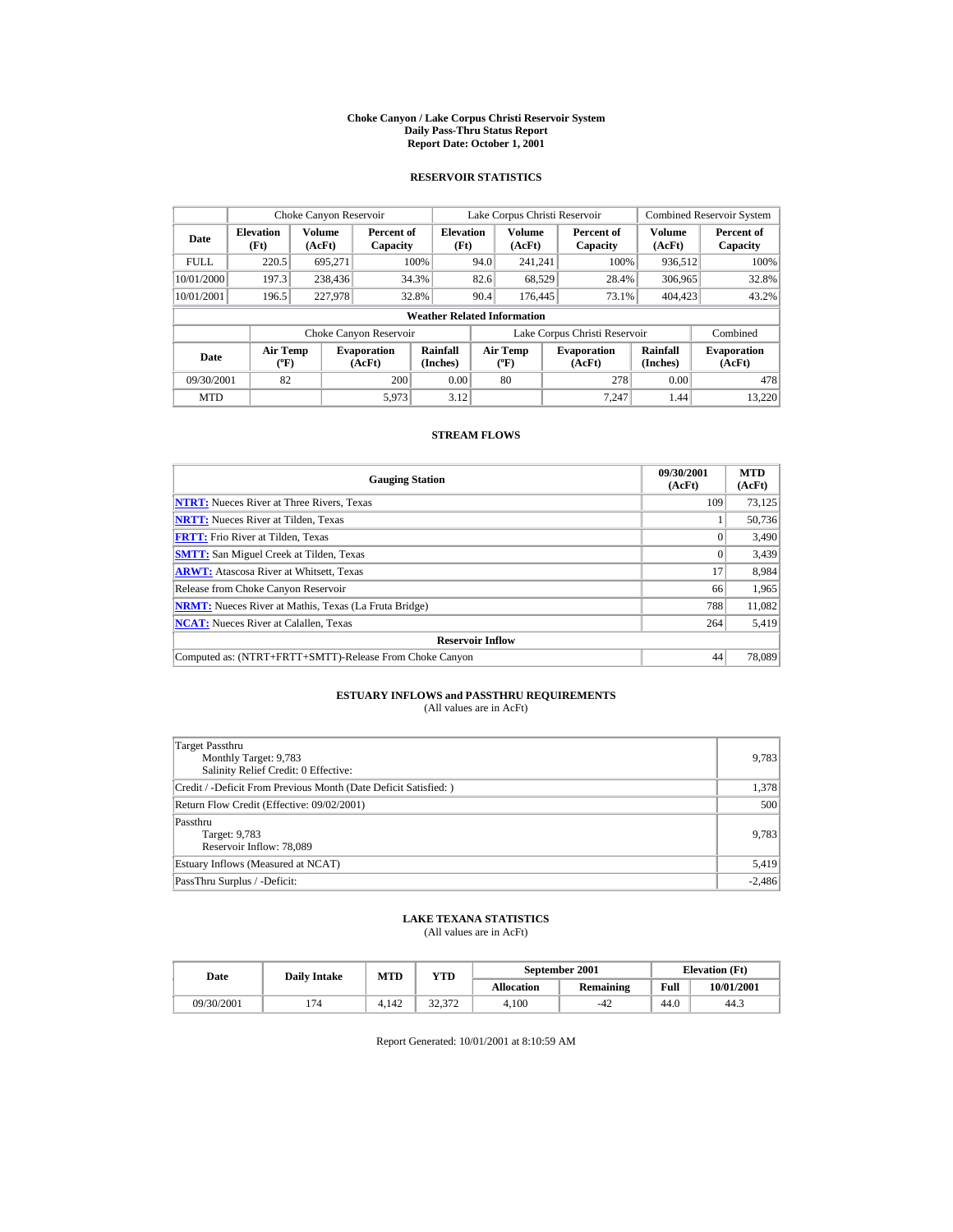# Choke Canyon / Lake Corpus Christi Reservoir System
## Daily Pass-Thru Status Report
## Report Date: October 1, 2001

### RESERVOIR STATISTICS

| Date | Choke Canyon Reservoir | | | Lake Corpus Christi Reservoir | | | Combined Reservoir System | |
|---|---|---|---|---|---|---|---|---|
| | Elevation (Ft) | Volume (AcFt) | Percent of Capacity | Elevation (Ft) | Volume (AcFt) | Percent of Capacity | Volume (AcFt) | Percent of Capacity |
| FULL | 220.5 | 695,271 | 100% | 94.0 | 241,241 | 100% | 936,512 | 100% |
| 10/01/2000 | 197.3 | 238,436 | 34.3% | 82.6 | 68,529 | 28.4% | 306,965 | 32.8% |
| 10/01/2001 | 196.5 | 227,978 | 32.8% | 90.4 | 176,445 | 73.1% | 404,423 | 43.2% |

**Weather Related Information**

| Date | Choke Canyon Reservoir | | | Lake Corpus Christi Reservoir | | | Combined |
|---|---|---|---|---|---|---|---|
| | Air Temp (ºF) | Evaporation (AcFt) | Rainfall (Inches) | Air Temp (ºF) | Evaporation (AcFt) | Rainfall (Inches) | Evaporation (AcFt) |
| 09/30/2001 | 82 | 200 | 0.00 | 80 | 278 | 0.00 | 478 |
| MTD | | 5,973 | 3.12 | | 7,247 | 1.44 | 13,220 |

### STREAM FLOWS

| Gauging Station | 09/30/2001 (AcFt) | MTD (AcFt) |
|---|---|---|
| **NTRT:** Nueces River at Three Rivers, Texas | 109 | 73,125 |
| **NRTT:** Nueces River at Tilden, Texas | 1 | 50,736 |
| **FRTT:** Frio River at Tilden, Texas | 0 | 3,490 |
| **SMTT:** San Miguel Creek at Tilden, Texas | 0 | 3,439 |
| **ARWT:** Atascosa River at Whitsett, Texas | 17 | 8,984 |
| Release from Choke Canyon Reservoir | 66 | 1,965 |
| **NRMT:** Nueces River at Mathis, Texas (La Fruta Bridge) | 788 | 11,082 |
| **NCAT:** Nueces River at Calallen, Texas | 264 | 5,419 |
| **Reservoir Inflow** | | |
| Computed as: (NTRT+FRTT+SMTT)-Release From Choke Canyon | 44 | 78,089 |

### ESTUARY INFLOWS and PASSTHRU REQUIREMENTS
(All values are in AcFt)

| | |
|---|---|
| Target Passthru<br>Monthly Target: 9,783<br>Salinity Relief Credit: 0 Effective: | 9,783 |
| Credit / -Deficit From Previous Month (Date Deficit Satisfied: ) | 1,378 |
| Return Flow Credit (Effective: 09/02/2001) | 500 |
| Passthru<br>Target: 9,783<br>Reservoir Inflow: 78,089 | 9,783 |
| Estuary Inflows (Measured at NCAT) | 5,419 |
| PassThru Surplus / -Deficit: | -2,486 |

### LAKE TEXANA STATISTICS
(All values are in AcFt)

| Date | Daily Intake | MTD | YTD | September 2001 | | Elevation (Ft) | |
|---|---|---|---|---|---|---|---|
| | | | | Allocation | Remaining | Full | 10/01/2001 |
| 09/30/2001 | 174 | 4,142 | 32,372 | 4,100 | -42 | 44.0 | 44.3 |

Report Generated: 10/01/2001 at 8:10:59 AM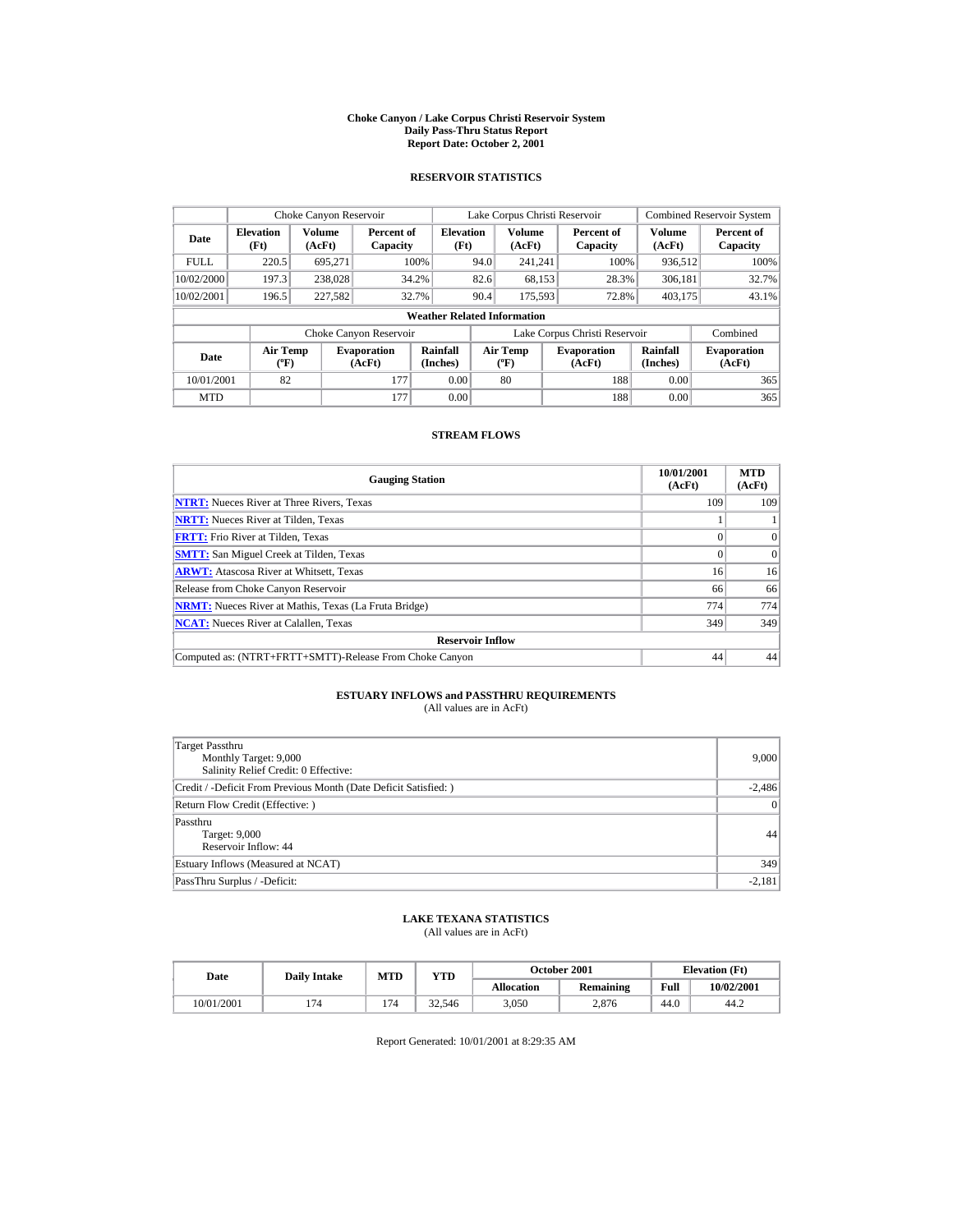# Choke Canyon / Lake Corpus Christi Reservoir System
## Daily Pass-Thru Status Report
## Report Date: October 2, 2001

### RESERVOIR STATISTICS

| Date | Choke Canyon Reservoir | | | Lake Corpus Christi Reservoir | | | Combined Reservoir System | |
|---|---|---|---|---|---|---|---|---|
| | Elevation (Ft) | Volume (AcFt) | Percent of Capacity | Elevation (Ft) | Volume (AcFt) | Percent of Capacity | Volume (AcFt) | Percent of Capacity |
| FULL | 220.5 | 695,271 | 100% | 94.0 | 241,241 | 100% | 936,512 | 100% |
| 10/02/2000 | 197.3 | 238,028 | 34.2% | 82.6 | 68,153 | 28.3% | 306,181 | 32.7% |
| 10/02/2001 | 196.5 | 227,582 | 32.7% | 90.4 | 175,593 | 72.8% | 403,175 | 43.1% |

**Weather Related Information**

| Date | Choke Canyon Reservoir | | | Lake Corpus Christi Reservoir | | | Combined |
|---|---|---|---|---|---|---|---|
| | Air Temp (ºF) | Evaporation (AcFt) | Rainfall (Inches) | Air Temp (ºF) | Evaporation (AcFt) | Rainfall (Inches) | Evaporation (AcFt) |
| 10/01/2001 | 82 | 177 | 0.00 | 80 | 188 | 0.00 | 365 |
| MTD | | 177 | 0.00 | | 188 | 0.00 | 365 |

### STREAM FLOWS

| Gauging Station | 10/01/2001 (AcFt) | MTD (AcFt) |
|---|---|---|
| NTRT: Nueces River at Three Rivers, Texas | 109 | 109 |
| NRTT: Nueces River at Tilden, Texas | 1 | 1 |
| FRTT: Frio River at Tilden, Texas | 0 | 0 |
| SMTT: San Miguel Creek at Tilden, Texas | 0 | 0 |
| ARWT: Atascosa River at Whitsett, Texas | 16 | 16 |
| Release from Choke Canyon Reservoir | 66 | 66 |
| NRMT: Nueces River at Mathis, Texas (La Fruta Bridge) | 774 | 774 |
| NCAT: Nueces River at Calallen, Texas | 349 | 349 |
| **Reservoir Inflow** | | |
| Computed as: (NTRT+FRTT+SMTT)-Release From Choke Canyon | 44 | 44 |

### ESTUARY INFLOWS and PASSTHRU REQUIREMENTS
(All values are in AcFt)

| | |
|---|---|
| Target Passthru<br>Monthly Target: 9,000<br>Salinity Relief Credit: 0 Effective: | 9,000 |
| Credit / -Deficit From Previous Month (Date Deficit Satisfied: ) | -2,486 |
| Return Flow Credit (Effective: ) | 0 |
| Passthru<br>Target: 9,000<br>Reservoir Inflow: 44 | 44 |
| Estuary Inflows (Measured at NCAT) | 349 |
| PassThru Surplus / -Deficit: | -2,181 |

### LAKE TEXANA STATISTICS
(All values are in AcFt)

| Date | Daily Intake | MTD | YTD | October 2001 | | Elevation (Ft) | |
|---|---|---|---|---|---|---|---|
| | | | | Allocation | Remaining | Full | 10/02/2001 |
| 10/01/2001 | 174 | 174 | 32,546 | 3,050 | 2,876 | 44.0 | 44.2 |

Report Generated: 10/01/2001 at 8:29:35 AM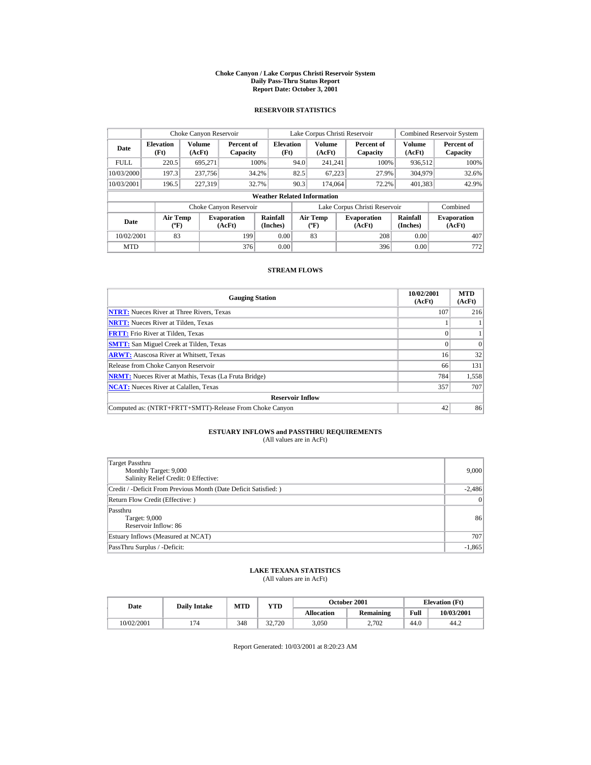# Choke Canyon / Lake Corpus Christi Reservoir System
## Daily Pass-Thru Status Report
### Report Date: October 3, 2001

## RESERVOIR STATISTICS

| Date | Choke Canyon Reservoir | | | Lake Corpus Christi Reservoir | | | Combined Reservoir System | |
|---|---|---|---|---|---|---|---|---|
| | Elevation (Ft) | Volume (AcFt) | Percent of Capacity | Elevation (Ft) | Volume (AcFt) | Percent of Capacity | Volume (AcFt) | Percent of Capacity |
| FULL | 220.5 | 695,271 | 100% | 94.0 | 241,241 | 100% | 936,512 | 100% |
| 10/03/2000 | 197.3 | 237,756 | 34.2% | 82.5 | 67,223 | 27.9% | 304,979 | 32.6% |
| 10/03/2001 | 196.5 | 227,319 | 32.7% | 90.3 | 174,064 | 72.2% | 401,383 | 42.9% |

**Weather Related Information**

| Date | Choke Canyon Reservoir | | | Lake Corpus Christi Reservoir | | | Combined |
|---|---|---|---|---|---|---|---|
| | Air Temp (ºF) | Evaporation (AcFt) | Rainfall (Inches) | Air Temp (ºF) | Evaporation (AcFt) | Rainfall (Inches) | Evaporation (AcFt) |
| 10/02/2001 | 83 | 199 | 0.00 | 83 | 208 | 0.00 | 407 |
| MTD | | 376 | 0.00 | | 396 | 0.00 | 772 |

## STREAM FLOWS

| Gauging Station | 10/02/2001 (AcFt) | MTD (AcFt) |
|---|---|---|
| NTRT: Nueces River at Three Rivers, Texas | 107 | 216 |
| NRTT: Nueces River at Tilden, Texas | 1 | 1 |
| FRTT: Frio River at Tilden, Texas | 0 | 1 |
| SMTT: San Miguel Creek at Tilden, Texas | 0 | 0 |
| ARWT: Atascosa River at Whitsett, Texas | 16 | 32 |
| Release from Choke Canyon Reservoir | 66 | 131 |
| NRMT: Nueces River at Mathis, Texas (La Fruta Bridge) | 784 | 1,558 |
| NCAT: Nueces River at Calallen, Texas | 357 | 707 |
| **Reservoir Inflow** | | |
| Computed as: (NTRT+FRTT+SMTT)-Release From Choke Canyon | 42 | 86 |

## ESTUARY INFLOWS and PASSTHRU REQUIREMENTS
(All values are in AcFt)

| | |
|---|---|
| Target Passthru<br>Monthly Target: 9,000<br>Salinity Relief Credit: 0 Effective: | 9,000 |
| Credit / -Deficit From Previous Month (Date Deficit Satisfied: ) | -2,486 |
| Return Flow Credit (Effective: ) | 0 |
| Passthru<br>Target: 9,000<br>Reservoir Inflow: 86 | 86 |
| Estuary Inflows (Measured at NCAT) | 707 |
| PassThru Surplus / -Deficit: | -1,865 |

## LAKE TEXANA STATISTICS
(All values are in AcFt)

| Date | Daily Intake | MTD | YTD | October 2001 | | Elevation (Ft) | |
|---|---|---|---|---|---|---|---|
| | | | | Allocation | Remaining | Full | 10/03/2001 |
| 10/02/2001 | 174 | 348 | 32,720 | 3,050 | 2,702 | 44.0 | 44.2 |

Report Generated: 10/03/2001 at 8:20:23 AM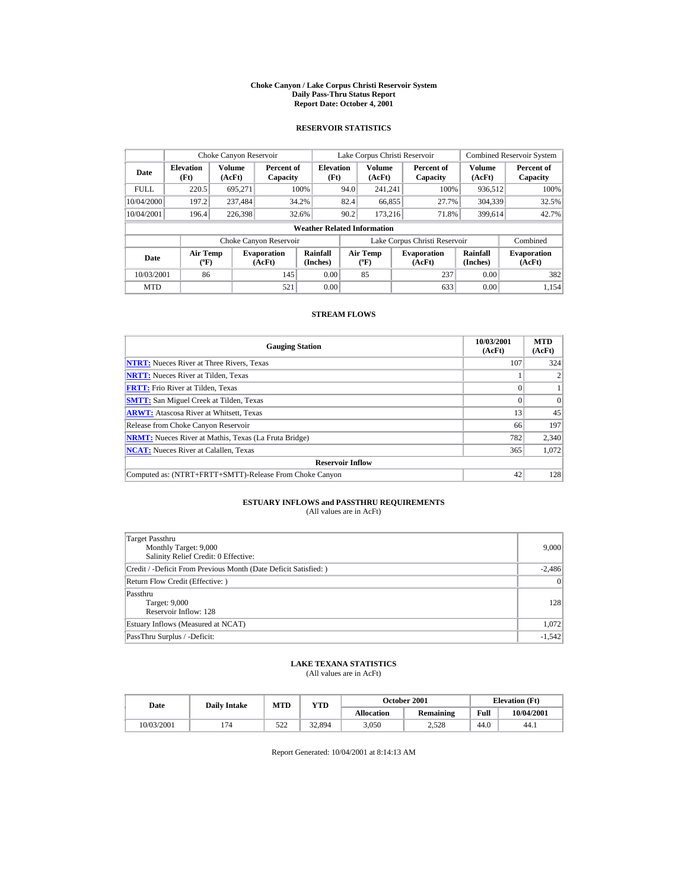# Choke Canyon / Lake Corpus Christi Reservoir System
## Daily Pass-Thru Status Report
## Report Date: October 4, 2001

### RESERVOIR STATISTICS

| Date | Choke Canyon Reservoir | | | Lake Corpus Christi Reservoir | | | Combined Reservoir System | |
|---|---|---|---|---|---|---|---|---|
| | Elevation (Ft) | Volume (AcFt) | Percent of Capacity | Elevation (Ft) | Volume (AcFt) | Percent of Capacity | Volume (AcFt) | Percent of Capacity |
| FULL | 220.5 | 695,271 | 100% | 94.0 | 241,241 | 100% | 936,512 | 100% |
| 10/04/2000 | 197.2 | 237,484 | 34.2% | 82.4 | 66,855 | 27.7% | 304,339 | 32.5% |
| 10/04/2001 | 196.4 | 226,398 | 32.6% | 90.2 | 173,216 | 71.8% | 399,614 | 42.7% |

**Weather Related Information**

| Date | Choke Canyon Reservoir | | | Lake Corpus Christi Reservoir | | | Combined |
|---|---|---|---|---|---|---|---|
| | Air Temp (ºF) | Evaporation (AcFt) | Rainfall (Inches) | Air Temp (ºF) | Evaporation (AcFt) | Rainfall (Inches) | Evaporation (AcFt) |
| 10/03/2001 | 86 | 145 | 0.00 | 85 | 237 | 0.00 | 382 |
| MTD | | 521 | 0.00 | | 633 | 0.00 | 1,154 |

### STREAM FLOWS

| Gauging Station | 10/03/2001 (AcFt) | MTD (AcFt) |
|---|---|---|
| **NTRT:** Nueces River at Three Rivers, Texas | 107 | 324 |
| **NRTT:** Nueces River at Tilden, Texas | 1 | 2 |
| **FRTT:** Frio River at Tilden, Texas | 0 | 1 |
| **SMTT:** San Miguel Creek at Tilden, Texas | 0 | 0 |
| **ARWT:** Atascosa River at Whitsett, Texas | 13 | 45 |
| Release from Choke Canyon Reservoir | 66 | 197 |
| **NRMT:** Nueces River at Mathis, Texas (La Fruta Bridge) | 782 | 2,340 |
| **NCAT:** Nueces River at Calallen, Texas | 365 | 1,072 |
| **Reservoir Inflow** | | |
| Computed as: (NTRT+FRTT+SMTT)-Release From Choke Canyon | 42 | 128 |

### ESTUARY INFLOWS and PASSTHRU REQUIREMENTS
(All values are in AcFt)

| | |
|---|---|
| Target Passthru<br>Monthly Target: 9,000<br>Salinity Relief Credit: 0 Effective: | 9,000 |
| Credit / -Deficit From Previous Month (Date Deficit Satisfied: ) | -2,486 |
| Return Flow Credit (Effective: ) | 0 |
| Passthru<br>Target: 9,000<br>Reservoir Inflow: 128 | 128 |
| Estuary Inflows (Measured at NCAT) | 1,072 |
| PassThru Surplus / -Deficit: | -1,542 |

### LAKE TEXANA STATISTICS
(All values are in AcFt)

| Date | Daily Intake | MTD | YTD | October 2001 | | Elevation (Ft) | |
|---|---|---|---|---|---|---|---|
| | | | | Allocation | Remaining | Full | 10/04/2001 |
| 10/03/2001 | 174 | 522 | 32,894 | 3,050 | 2,528 | 44.0 | 44.1 |

Report Generated: 10/04/2001 at 8:14:13 AM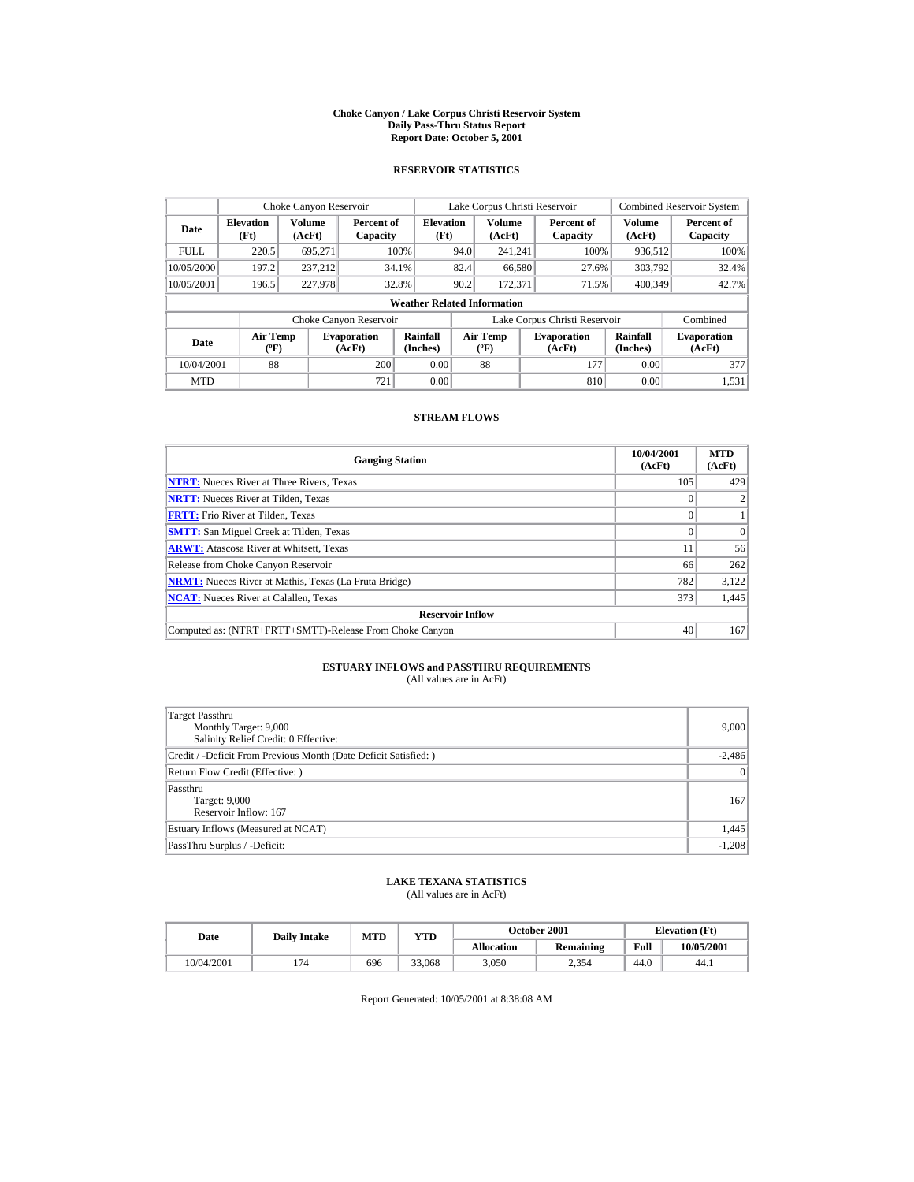# Choke Canyon / Lake Corpus Christi Reservoir System
## Daily Pass-Thru Status Report
## Report Date: October 5, 2001

### RESERVOIR STATISTICS

| Date | Choke Canyon Reservoir | | | Lake Corpus Christi Reservoir | | | Combined Reservoir System | |
|---|---|---|---|---|---|---|---|---|
| | Elevation (Ft) | Volume (AcFt) | Percent of Capacity | Elevation (Ft) | Volume (AcFt) | Percent of Capacity | Volume (AcFt) | Percent of Capacity |
| FULL | 220.5 | 695,271 | 100% | 94.0 | 241,241 | 100% | 936,512 | 100% |
| 10/05/2000 | 197.2 | 237,212 | 34.1% | 82.4 | 66,580 | 27.6% | 303,792 | 32.4% |
| 10/05/2001 | 196.5 | 227,978 | 32.8% | 90.2 | 172,371 | 71.5% | 400,349 | 42.7% |

**Weather Related Information**

| Date | Choke Canyon Reservoir | | | Lake Corpus Christi Reservoir | | | Combined |
|---|---|---|---|---|---|---|---|
| | Air Temp (ºF) | Evaporation (AcFt) | Rainfall (Inches) | Air Temp (ºF) | Evaporation (AcFt) | Rainfall (Inches) | Evaporation (AcFt) |
| 10/04/2001 | 88 | 200 | 0.00 | 88 | 177 | 0.00 | 377 |
| MTD | | 721 | 0.00 | | 810 | 0.00 | 1,531 |

### STREAM FLOWS

| Gauging Station | 10/04/2001 (AcFt) | MTD (AcFt) |
|---|---|---|
| **NTRT:** Nueces River at Three Rivers, Texas | 105 | 429 |
| **NRTT:** Nueces River at Tilden, Texas | 0 | 2 |
| **FRTT:** Frio River at Tilden, Texas | 0 | 1 |
| **SMTT:** San Miguel Creek at Tilden, Texas | 0 | 0 |
| **ARWT:** Atascosa River at Whitsett, Texas | 11 | 56 |
| Release from Choke Canyon Reservoir | 66 | 262 |
| **NRMT:** Nueces River at Mathis, Texas (La Fruta Bridge) | 782 | 3,122 |
| **NCAT:** Nueces River at Calallen, Texas | 373 | 1,445 |
| **Reservoir Inflow** | | |
| Computed as: (NTRT+FRTT+SMTT)-Release From Choke Canyon | 40 | 167 |

### ESTUARY INFLOWS and PASSTHRU REQUIREMENTS
(All values are in AcFt)

| | |
|---|---|
| Target Passthru<br>Monthly Target: 9,000<br>Salinity Relief Credit: 0 Effective: | 9,000 |
| Credit / -Deficit From Previous Month (Date Deficit Satisfied: ) | -2,486 |
| Return Flow Credit (Effective: ) | 0 |
| Passthru<br>Target: 9,000<br>Reservoir Inflow: 167 | 167 |
| Estuary Inflows (Measured at NCAT) | 1,445 |
| PassThru Surplus / -Deficit: | -1,208 |

### LAKE TEXANA STATISTICS
(All values are in AcFt)

| Date | Daily Intake | MTD | YTD | October 2001 | | Elevation (Ft) | |
|---|---|---|---|---|---|---|---|
| | | | | Allocation | Remaining | Full | 10/05/2001 |
| 10/04/2001 | 174 | 696 | 33,068 | 3,050 | 2,354 | 44.0 | 44.1 |

Report Generated: 10/05/2001 at 8:38:08 AM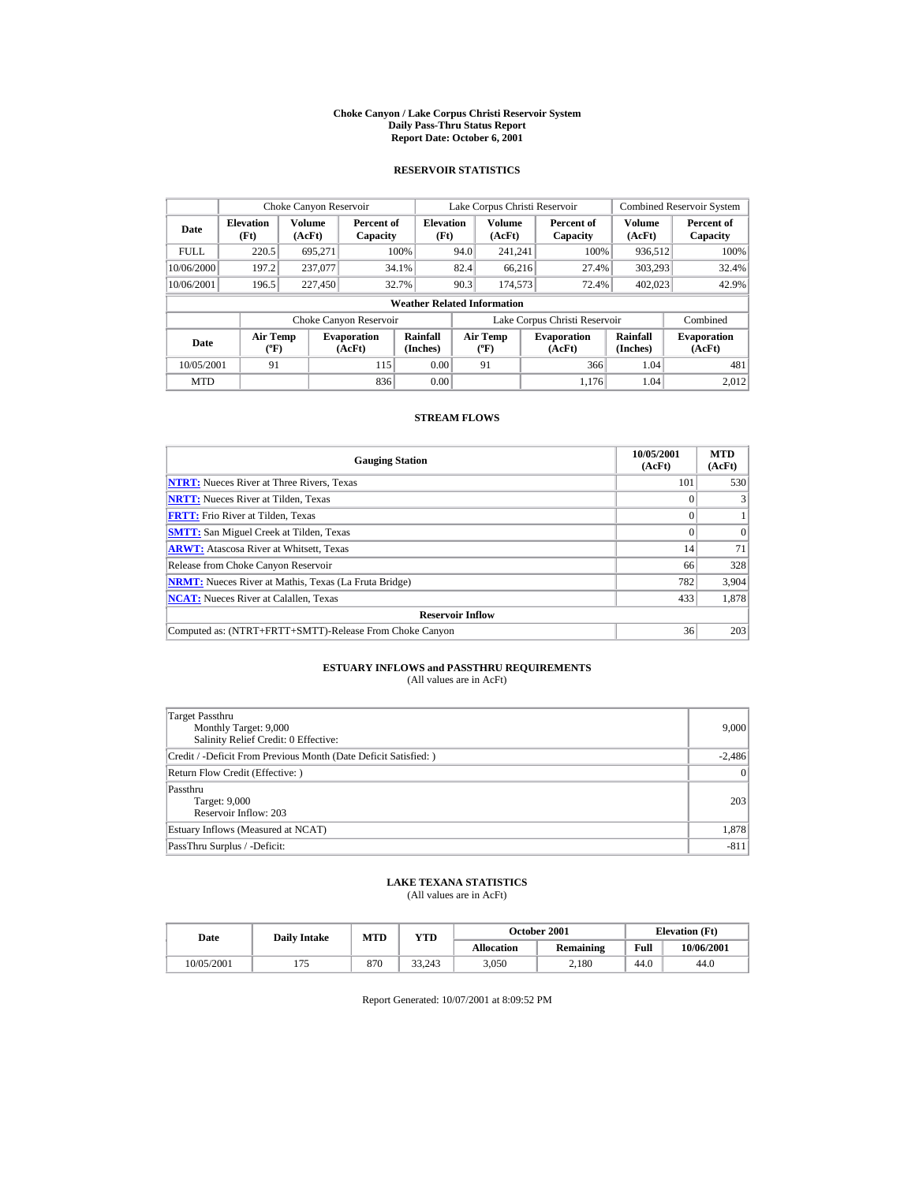# Choke Canyon / Lake Corpus Christi Reservoir System
## Daily Pass-Thru Status Report
### Report Date: October 6, 2001

## RESERVOIR STATISTICS

| Date | Choke Canyon Reservoir | | | Lake Corpus Christi Reservoir | | | Combined Reservoir System | |
|---|---|---|---|---|---|---|---|---|
| | Elevation (Ft) | Volume (AcFt) | Percent of Capacity | Elevation (Ft) | Volume (AcFt) | Percent of Capacity | Volume (AcFt) | Percent of Capacity |
| FULL | 220.5 | 695,271 | 100% | 94.0 | 241,241 | 100% | 936,512 | 100% |
| 10/06/2000 | 197.2 | 237,077 | 34.1% | 82.4 | 66,216 | 27.4% | 303,293 | 32.4% |
| 10/06/2001 | 196.5 | 227,450 | 32.7% | 90.3 | 174,573 | 72.4% | 402,023 | 42.9% |

**Weather Related Information**

| Date | Choke Canyon Reservoir | | | Lake Corpus Christi Reservoir | | | Combined |
|---|---|---|---|---|---|---|---|
| | Air Temp (ºF) | Evaporation (AcFt) | Rainfall (Inches) | Air Temp (ºF) | Evaporation (AcFt) | Rainfall (Inches) | Evaporation (AcFt) |
| 10/05/2001 | 91 | 115 | 0.00 | 91 | 366 | 1.04 | 481 |
| MTD | | 836 | 0.00 | | 1,176 | 1.04 | 2,012 |

## STREAM FLOWS

| Gauging Station | 10/05/2001 (AcFt) | MTD (AcFt) |
|---|---|---|
| NTRT: Nueces River at Three Rivers, Texas | 101 | 530 |
| NRTT: Nueces River at Tilden, Texas | 0 | 3 |
| FRTT: Frio River at Tilden, Texas | 0 | 1 |
| SMTT: San Miguel Creek at Tilden, Texas | 0 | 0 |
| ARWT: Atascosa River at Whitsett, Texas | 14 | 71 |
| Release from Choke Canyon Reservoir | 66 | 328 |
| NRMT: Nueces River at Mathis, Texas (La Fruta Bridge) | 782 | 3,904 |
| NCAT: Nueces River at Calallen, Texas | 433 | 1,878 |
| **Reservoir Inflow** | | |
| Computed as: (NTRT+FRTT+SMTT)-Release From Choke Canyon | 36 | 203 |

## ESTUARY INFLOWS and PASSTHRU REQUIREMENTS
(All values are in AcFt)

| | |
|---|---|
| Target Passthru<br>Monthly Target: 9,000<br>Salinity Relief Credit: 0 Effective: | 9,000 |
| Credit / -Deficit From Previous Month (Date Deficit Satisfied: ) | -2,486 |
| Return Flow Credit (Effective: ) | 0 |
| Passthru<br>Target: 9,000<br>Reservoir Inflow: 203 | 203 |
| Estuary Inflows (Measured at NCAT) | 1,878 |
| PassThru Surplus / -Deficit: | -811 |

## LAKE TEXANA STATISTICS
(All values are in AcFt)

| Date | Daily Intake | MTD | YTD | October 2001 | | Elevation (Ft) | |
|---|---|---|---|---|---|---|---|
| | | | | Allocation | Remaining | Full | 10/06/2001 |
| 10/05/2001 | 175 | 870 | 33,243 | 3,050 | 2,180 | 44.0 | 44.0 |

Report Generated: 10/07/2001 at 8:09:52 PM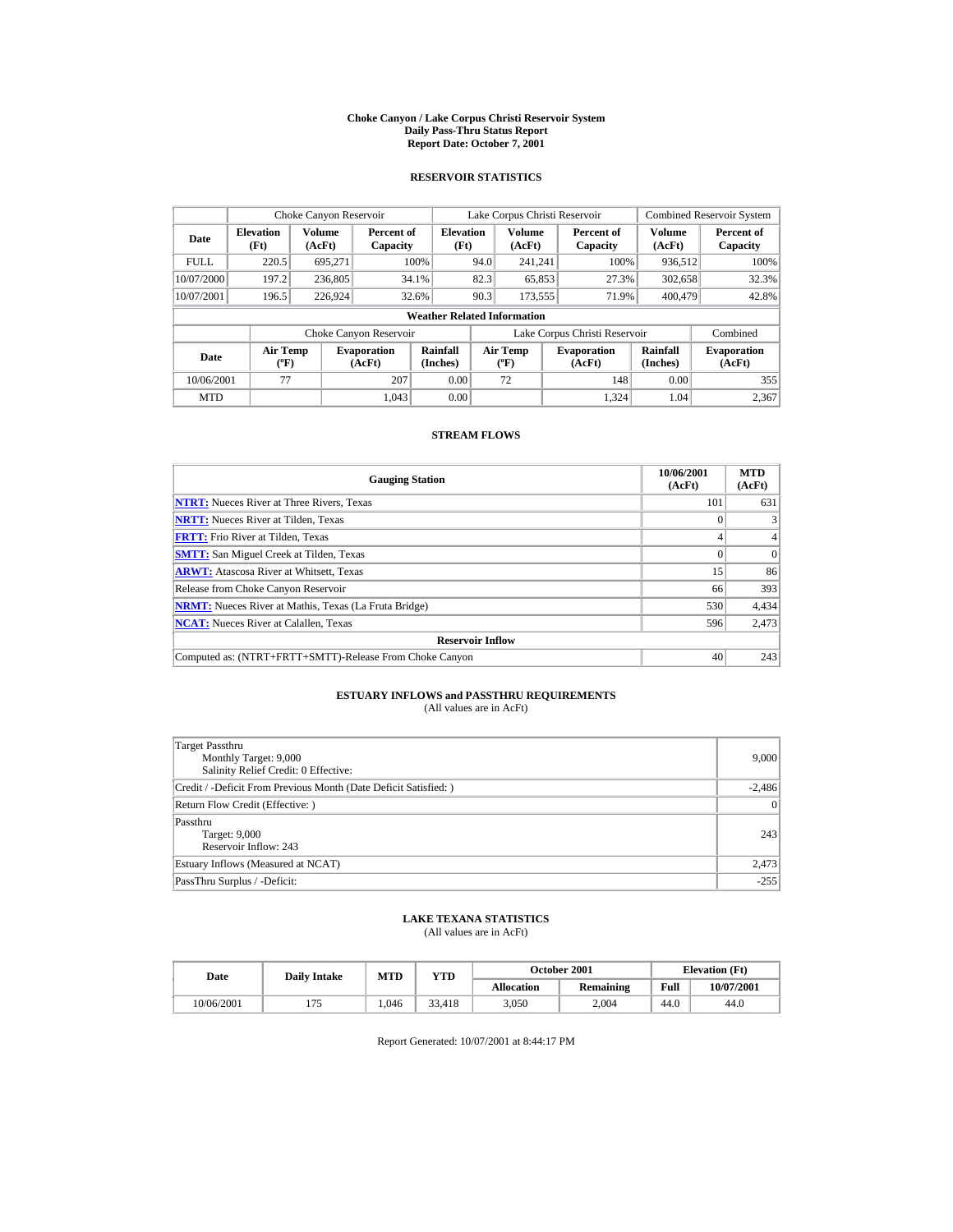# Choke Canyon / Lake Corpus Christi Reservoir System
## Daily Pass-Thru Status Report
### Report Date: October 7, 2001

## RESERVOIR STATISTICS

| | Choke Canyon Reservoir | | | Lake Corpus Christi Reservoir | | | Combined Reservoir System | |
|---|---|---|---|---|---|---|---|---|
| Date | Elevation (Ft) | Volume (AcFt) | Percent of Capacity | Elevation (Ft) | Volume (AcFt) | Percent of Capacity | Volume (AcFt) | Percent of Capacity |
| FULL | 220.5 | 695,271 | 100% | 94.0 | 241,241 | 100% | 936,512 | 100% |
| 10/07/2000 | 197.2 | 236,805 | 34.1% | 82.3 | 65,853 | 27.3% | 302,658 | 32.3% |
| 10/07/2001 | 196.5 | 226,924 | 32.6% | 90.3 | 173,555 | 71.9% | 400,479 | 42.8% |

**Weather Related Information**

| | Choke Canyon Reservoir | | | Lake Corpus Christi Reservoir | | | Combined |
|---|---|---|---|---|---|---|---|
| Date | Air Temp (ºF) | Evaporation (AcFt) | Rainfall (Inches) | Air Temp (ºF) | Evaporation (AcFt) | Rainfall (Inches) | Evaporation (AcFt) |
| 10/06/2001 | 77 | 207 | 0.00 | 72 | 148 | 0.00 | 355 |
| MTD | | 1,043 | 0.00 | | 1,324 | 1.04 | 2,367 |

## STREAM FLOWS

| Gauging Station | 10/06/2001 (AcFt) | MTD (AcFt) |
|---|---|---|
| NTRT: Nueces River at Three Rivers, Texas | 101 | 631 |
| NRTT: Nueces River at Tilden, Texas | 0 | 3 |
| FRTT: Frio River at Tilden, Texas | 4 | 4 |
| SMTT: San Miguel Creek at Tilden, Texas | 0 | 0 |
| ARWT: Atascosa River at Whitsett, Texas | 15 | 86 |
| Release from Choke Canyon Reservoir | 66 | 393 |
| NRMT: Nueces River at Mathis, Texas (La Fruta Bridge) | 530 | 4,434 |
| NCAT: Nueces River at Calallen, Texas | 596 | 2,473 |
| **Reservoir Inflow** | | |
| Computed as: (NTRT+FRTT+SMTT)-Release From Choke Canyon | 40 | 243 |

## ESTUARY INFLOWS and PASSTHRU REQUIREMENTS
(All values are in AcFt)

| | |
|---|---|
| Target Passthru<br>Monthly Target: 9,000<br>Salinity Relief Credit: 0 Effective: | 9,000 |
| Credit / -Deficit From Previous Month (Date Deficit Satisfied: ) | -2,486 |
| Return Flow Credit (Effective: ) | 0 |
| Passthru<br>Target: 9,000<br>Reservoir Inflow: 243 | 243 |
| Estuary Inflows (Measured at NCAT) | 2,473 |
| PassThru Surplus / -Deficit: | -255 |

## LAKE TEXANA STATISTICS
(All values are in AcFt)

| Date | Daily Intake | MTD | YTD | October 2001 | | Elevation (Ft) | |
|---|---|---|---|---|---|---|---|
| | | | | Allocation | Remaining | Full | 10/07/2001 |
| 10/06/2001 | 175 | 1,046 | 33,418 | 3,050 | 2,004 | 44.0 | 44.0 |

Report Generated: 10/07/2001 at 8:44:17 PM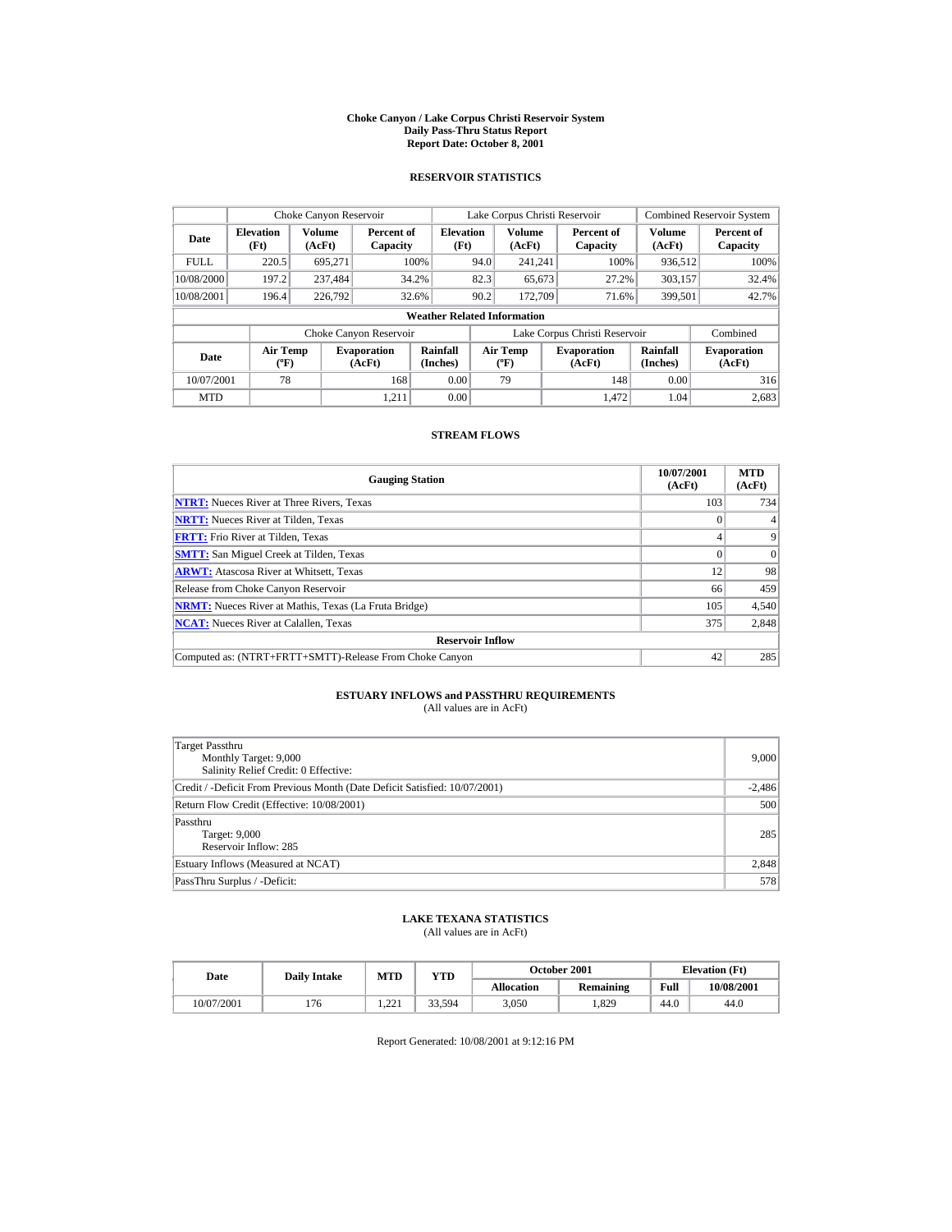# Choke Canyon / Lake Corpus Christi Reservoir System
## Daily Pass-Thru Status Report
### Report Date: October 8, 2001

## RESERVOIR STATISTICS

| Date | Choke Canyon Reservoir | | | Lake Corpus Christi Reservoir | | | Combined Reservoir System | |
|---|---|---|---|---|---|---|---|---|
| | Elevation (Ft) | Volume (AcFt) | Percent of Capacity | Elevation (Ft) | Volume (AcFt) | Percent of Capacity | Volume (AcFt) | Percent of Capacity |
| FULL | 220.5 | 695,271 | 100% | 94.0 | 241,241 | 100% | 936,512 | 100% |
| 10/08/2000 | 197.2 | 237,484 | 34.2% | 82.3 | 65,673 | 27.2% | 303,157 | 32.4% |
| 10/08/2001 | 196.4 | 226,792 | 32.6% | 90.2 | 172,709 | 71.6% | 399,501 | 42.7% |

**Weather Related Information**

| Date | Choke Canyon Reservoir | | | Lake Corpus Christi Reservoir | | | Combined |
|---|---|---|---|---|---|---|---|
| | Air Temp (ºF) | Evaporation (AcFt) | Rainfall (Inches) | Air Temp (ºF) | Evaporation (AcFt) | Rainfall (Inches) | Evaporation (AcFt) |
| 10/07/2001 | 78 | 168 | 0.00 | 79 | 148 | 0.00 | 316 |
| MTD | | 1,211 | 0.00 | | 1,472 | 1.04 | 2,683 |

## STREAM FLOWS

| Gauging Station | 10/07/2001 (AcFt) | MTD (AcFt) |
|---|---|---|
| NTRT: Nueces River at Three Rivers, Texas | 103 | 734 |
| NRTT: Nueces River at Tilden, Texas | 0 | 4 |
| FRTT: Frio River at Tilden, Texas | 4 | 9 |
| SMTT: San Miguel Creek at Tilden, Texas | 0 | 0 |
| ARWT: Atascosa River at Whitsett, Texas | 12 | 98 |
| Release from Choke Canyon Reservoir | 66 | 459 |
| NRMT: Nueces River at Mathis, Texas (La Fruta Bridge) | 105 | 4,540 |
| NCAT: Nueces River at Calallen, Texas | 375 | 2,848 |
| **Reservoir Inflow** | | |
| Computed as: (NTRT+FRTT+SMTT)-Release From Choke Canyon | 42 | 285 |

## ESTUARY INFLOWS and PASSTHRU REQUIREMENTS
(All values are in AcFt)

| | |
|---|---|
| Target Passthru<br>Monthly Target: 9,000<br>Salinity Relief Credit: 0 Effective: | 9,000 |
| Credit / -Deficit From Previous Month (Date Deficit Satisfied: 10/07/2001) | -2,486 |
| Return Flow Credit (Effective: 10/08/2001) | 500 |
| Passthru<br>Target: 9,000<br>Reservoir Inflow: 285 | 285 |
| Estuary Inflows (Measured at NCAT) | 2,848 |
| PassThru Surplus / -Deficit: | 578 |

## LAKE TEXANA STATISTICS
(All values are in AcFt)

| Date | Daily Intake | MTD | YTD | October 2001 | | Elevation (Ft) | |
|---|---|---|---|---|---|---|---|
| | | | | Allocation | Remaining | Full | 10/08/2001 |
| 10/07/2001 | 176 | 1,221 | 33,594 | 3,050 | 1,829 | 44.0 | 44.0 |

Report Generated: 10/08/2001 at 9:12:16 PM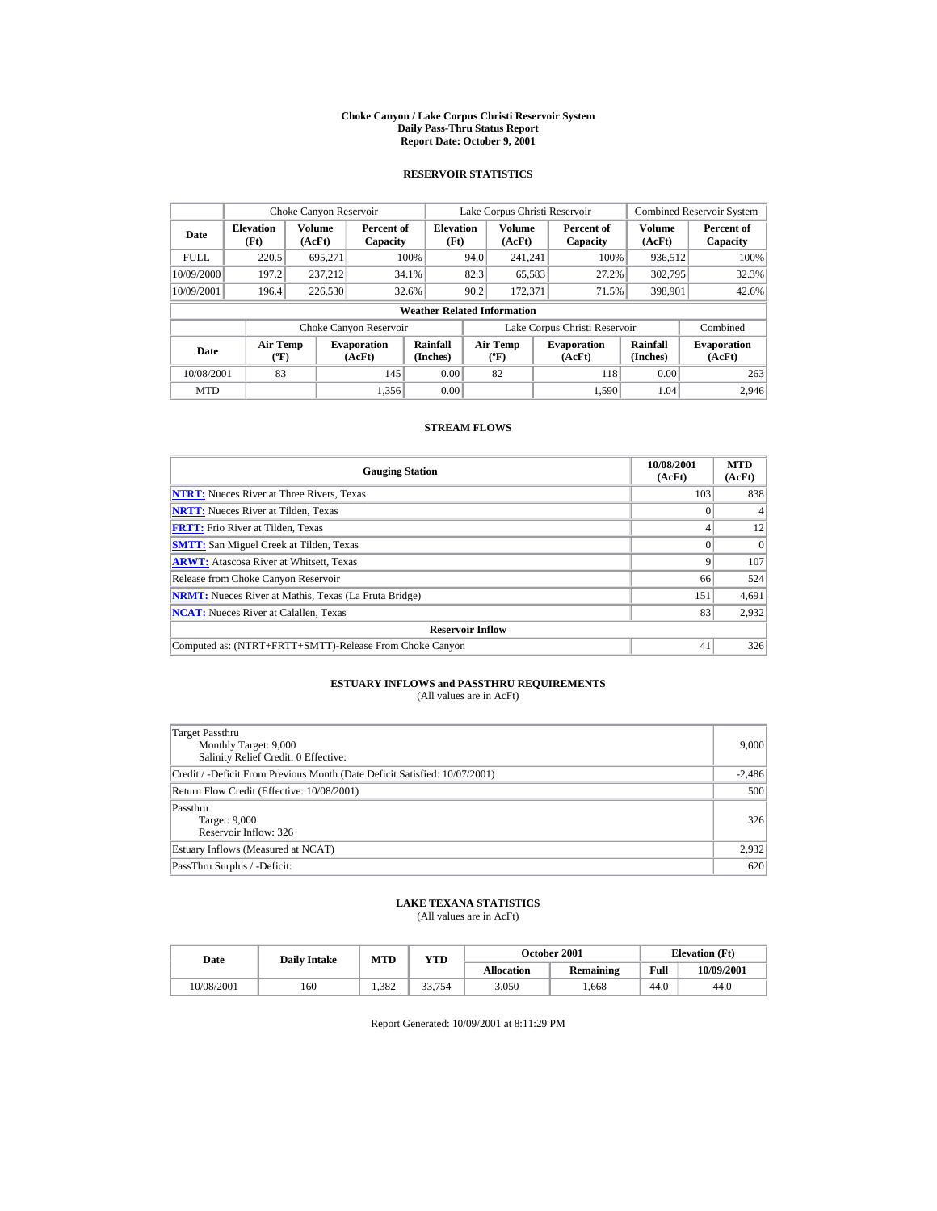# Choke Canyon / Lake Corpus Christi Reservoir System
## Daily Pass-Thru Status Report
## Report Date: October 9, 2001

### RESERVOIR STATISTICS

| | Choke Canyon Reservoir | | | Lake Corpus Christi Reservoir | | | Combined Reservoir System | |
|---|---|---|---|---|---|---|---|---|
| Date | Elevation (Ft) | Volume (AcFt) | Percent of Capacity | Elevation (Ft) | Volume (AcFt) | Percent of Capacity | Volume (AcFt) | Percent of Capacity |
| FULL | 220.5 | 695,271 | 100% | 94.0 | 241,241 | 100% | 936,512 | 100% |
| 10/09/2000 | 197.2 | 237,212 | 34.1% | 82.3 | 65,583 | 27.2% | 302,795 | 32.3% |
| 10/09/2001 | 196.4 | 226,530 | 32.6% | 90.2 | 172,371 | 71.5% | 398,901 | 42.6% |

**Weather Related Information**

| | Choke Canyon Reservoir | | | Lake Corpus Christi Reservoir | | | Combined |
|---|---|---|---|---|---|---|---|
| Date | Air Temp (ºF) | Evaporation (AcFt) | Rainfall (Inches) | Air Temp (ºF) | Evaporation (AcFt) | Rainfall (Inches) | Evaporation (AcFt) |
| 10/08/2001 | 83 | 145 | 0.00 | 82 | 118 | 0.00 | 263 |
| MTD | | 1,356 | 0.00 | | 1,590 | 1.04 | 2,946 |

### STREAM FLOWS

| Gauging Station | 10/08/2001 (AcFt) | MTD (AcFt) |
|---|---|---|
| NTRT: Nueces River at Three Rivers, Texas | 103 | 838 |
| NRTT: Nueces River at Tilden, Texas | 0 | 4 |
| FRTT: Frio River at Tilden, Texas | 4 | 12 |
| SMTT: San Miguel Creek at Tilden, Texas | 0 | 0 |
| ARWT: Atascosa River at Whitsett, Texas | 9 | 107 |
| Release from Choke Canyon Reservoir | 66 | 524 |
| NRMT: Nueces River at Mathis, Texas (La Fruta Bridge) | 151 | 4,691 |
| NCAT: Nueces River at Calallen, Texas | 83 | 2,932 |
| **Reservoir Inflow** | | |
| Computed as: (NTRT+FRTT+SMTT)-Release From Choke Canyon | 41 | 326 |

### ESTUARY INFLOWS and PASSTHRU REQUIREMENTS
(All values are in AcFt)

| | |
|---|---|
| Target Passthru<br>Monthly Target: 9,000<br>Salinity Relief Credit: 0 Effective: | 9,000 |
| Credit / -Deficit From Previous Month (Date Deficit Satisfied: 10/07/2001) | -2,486 |
| Return Flow Credit (Effective: 10/08/2001) | 500 |
| Passthru<br>Target: 9,000<br>Reservoir Inflow: 326 | 326 |
| Estuary Inflows (Measured at NCAT) | 2,932 |
| PassThru Surplus / -Deficit: | 620 |

### LAKE TEXANA STATISTICS
(All values are in AcFt)

| Date | Daily Intake | MTD | YTD | October 2001 | | Elevation (Ft) | |
|---|---|---|---|---|---|---|---|
| | | | | Allocation | Remaining | Full | 10/09/2001 |
| 10/08/2001 | 160 | 1,382 | 33,754 | 3,050 | 1,668 | 44.0 | 44.0 |

Report Generated: 10/09/2001 at 8:11:29 PM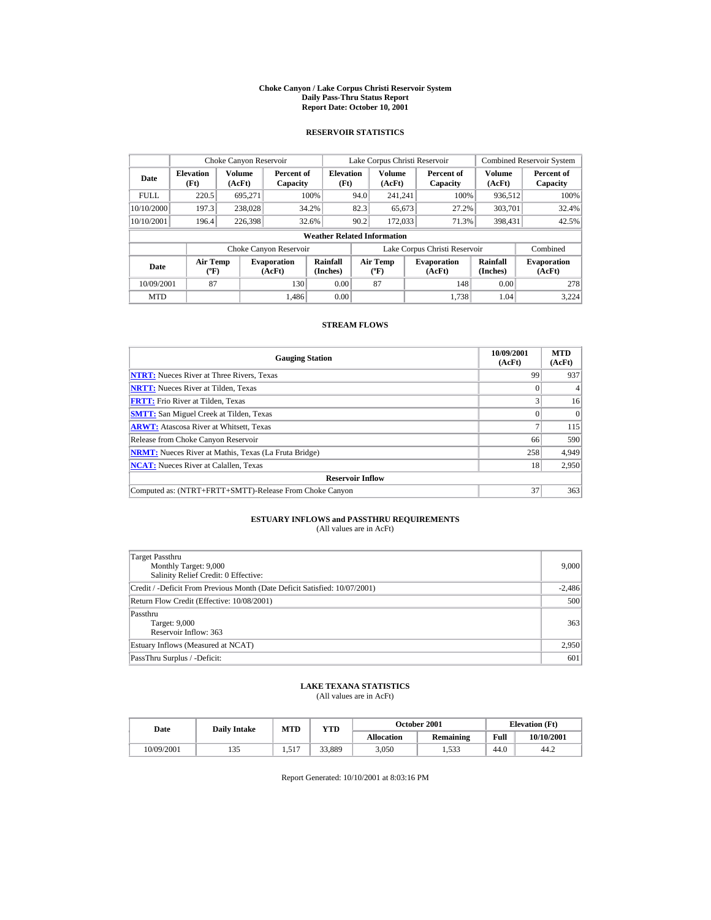# Choke Canyon / Lake Corpus Christi Reservoir System
## Daily Pass-Thru Status Report
## Report Date: October 10, 2001

### RESERVOIR STATISTICS

| | Choke Canyon Reservoir | | | Lake Corpus Christi Reservoir | | | Combined Reservoir System | |
|---|---|---|---|---|---|---|---|---|
| **Date** | **Elevation (Ft)** | **Volume (AcFt)** | **Percent of Capacity** | **Elevation (Ft)** | **Volume (AcFt)** | **Percent of Capacity** | **Volume (AcFt)** | **Percent of Capacity** |
| FULL | 220.5 | 695,271 | 100% | 94.0 | 241,241 | 100% | 936,512 | 100% |
| 10/10/2000 | 197.3 | 238,028 | 34.2% | 82.3 | 65,673 | 27.2% | 303,701 | 32.4% |
| 10/10/2001 | 196.4 | 226,398 | 32.6% | 90.2 | 172,033 | 71.3% | 398,431 | 42.5% |

**Weather Related Information**

| | Choke Canyon Reservoir | | | Lake Corpus Christi Reservoir | | | Combined |
|---|---|---|---|---|---|---|---|
| **Date** | **Air Temp (ºF)** | **Evaporation (AcFt)** | **Rainfall (Inches)** | **Air Temp (ºF)** | **Evaporation (AcFt)** | **Rainfall (Inches)** | **Evaporation (AcFt)** |
| 10/09/2001 | 87 | 130 | 0.00 | 87 | 148 | 0.00 | 278 |
| MTD | | 1,486 | 0.00 | | 1,738 | 1.04 | 3,224 |

### STREAM FLOWS

| Gauging Station | 10/09/2001 (AcFt) | MTD (AcFt) |
|---|---|---|
| **NTRT:** Nueces River at Three Rivers, Texas | 99 | 937 |
| **NRTT:** Nueces River at Tilden, Texas | 0 | 4 |
| **FRTT:** Frio River at Tilden, Texas | 3 | 16 |
| **SMTT:** San Miguel Creek at Tilden, Texas | 0 | 0 |
| **ARWT:** Atascosa River at Whitsett, Texas | 7 | 115 |
| Release from Choke Canyon Reservoir | 66 | 590 |
| **NRMT:** Nueces River at Mathis, Texas (La Fruta Bridge) | 258 | 4,949 |
| **NCAT:** Nueces River at Calallen, Texas | 18 | 2,950 |
| **Reservoir Inflow** | | |
| Computed as: (NTRT+FRTT+SMTT)-Release From Choke Canyon | 37 | 363 |

### ESTUARY INFLOWS and PASSTHRU REQUIREMENTS
(All values are in AcFt)

| | |
|---|---|
| Target Passthru<br>Monthly Target: 9,000<br>Salinity Relief Credit: 0 Effective: | 9,000 |
| Credit / -Deficit From Previous Month (Date Deficit Satisfied: 10/07/2001) | -2,486 |
| Return Flow Credit (Effective: 10/08/2001) | 500 |
| Passthru<br>Target: 9,000<br>Reservoir Inflow: 363 | 363 |
| Estuary Inflows (Measured at NCAT) | 2,950 |
| PassThru Surplus / -Deficit: | 601 |

### LAKE TEXANA STATISTICS
(All values are in AcFt)

| Date | Daily Intake | MTD | YTD | October 2001 | | Elevation (Ft) | |
|---|---|---|---|---|---|---|---|
| | | | | **Allocation** | **Remaining** | **Full** | **10/10/2001** |
| 10/09/2001 | 135 | 1,517 | 33,889 | 3,050 | 1,533 | 44.0 | 44.2 |

Report Generated: 10/10/2001 at 8:03:16 PM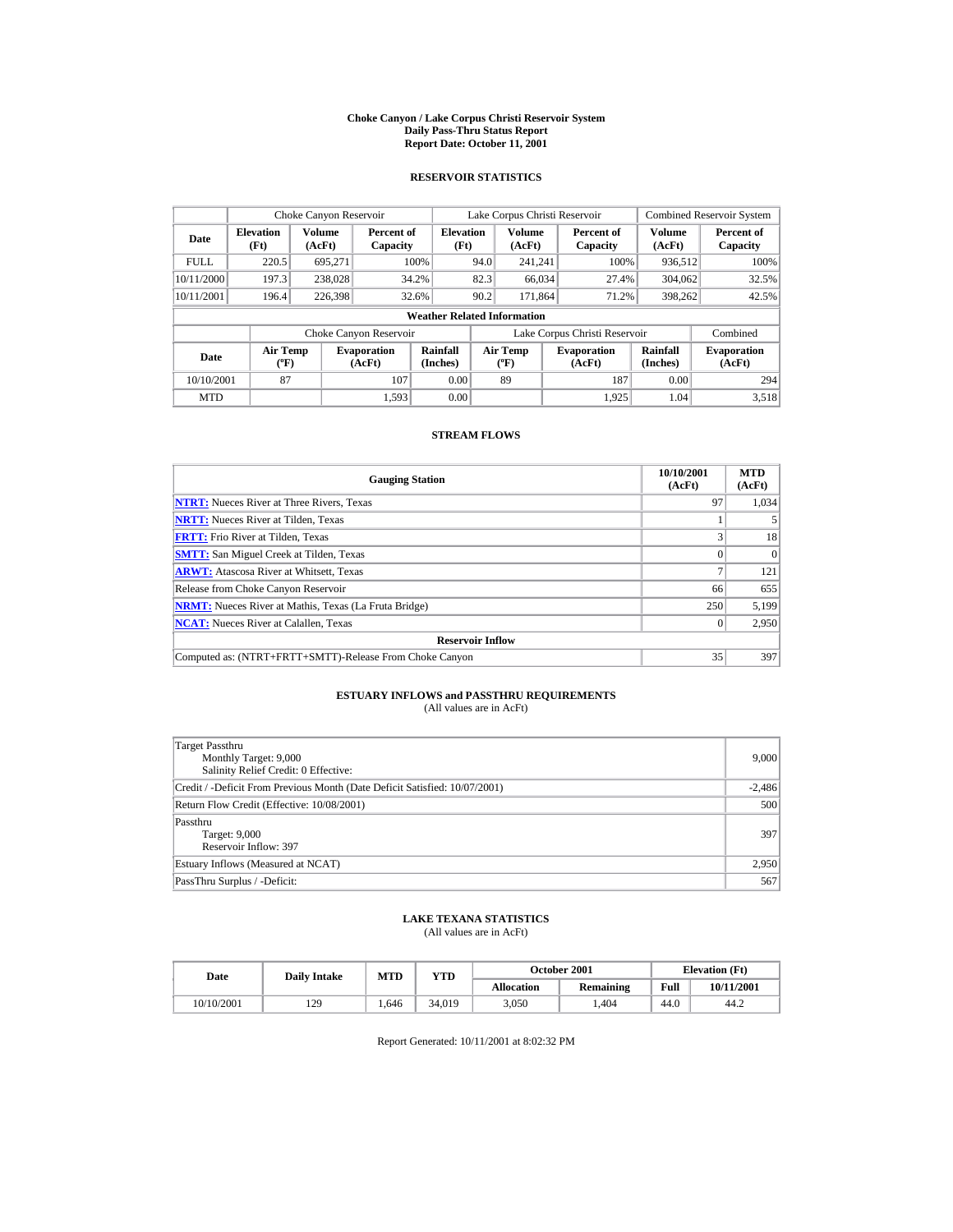# Choke Canyon / Lake Corpus Christi Reservoir System
## Daily Pass-Thru Status Report
## Report Date: October 11, 2001

### RESERVOIR STATISTICS

| | Choke Canyon Reservoir | | | Lake Corpus Christi Reservoir | | | Combined Reservoir System | |
|---|---|---|---|---|---|---|---|---|
| Date | Elevation (Ft) | Volume (AcFt) | Percent of Capacity | Elevation (Ft) | Volume (AcFt) | Percent of Capacity | Volume (AcFt) | Percent of Capacity |
| FULL | 220.5 | 695,271 | 100% | 94.0 | 241,241 | 100% | 936,512 | 100% |
| 10/11/2000 | 197.3 | 238,028 | 34.2% | 82.3 | 66,034 | 27.4% | 304,062 | 32.5% |
| 10/11/2001 | 196.4 | 226,398 | 32.6% | 90.2 | 171,864 | 71.2% | 398,262 | 42.5% |

**Weather Related Information**

| | Choke Canyon Reservoir | | | Lake Corpus Christi Reservoir | | | Combined |
|---|---|---|---|---|---|---|---|
| Date | Air Temp (ºF) | Evaporation (AcFt) | Rainfall (Inches) | Air Temp (ºF) | Evaporation (AcFt) | Rainfall (Inches) | Evaporation (AcFt) |
| 10/10/2001 | 87 | 107 | 0.00 | 89 | 187 | 0.00 | 294 |
| MTD | | 1,593 | 0.00 | | 1,925 | 1.04 | 3,518 |

### STREAM FLOWS

| Gauging Station | 10/10/2001 (AcFt) | MTD (AcFt) |
|---|---|---|
| NTRT: Nueces River at Three Rivers, Texas | 97 | 1,034 |
| NRTT: Nueces River at Tilden, Texas | 1 | 5 |
| FRTT: Frio River at Tilden, Texas | 3 | 18 |
| SMTT: San Miguel Creek at Tilden, Texas | 0 | 0 |
| ARWT: Atascosa River at Whitsett, Texas | 7 | 121 |
| Release from Choke Canyon Reservoir | 66 | 655 |
| NRMT: Nueces River at Mathis, Texas (La Fruta Bridge) | 250 | 5,199 |
| NCAT: Nueces River at Calallen, Texas | 0 | 2,950 |
| **Reservoir Inflow** | | |
| Computed as: (NTRT+FRTT+SMTT)-Release From Choke Canyon | 35 | 397 |

### ESTUARY INFLOWS and PASSTHRU REQUIREMENTS
(All values are in AcFt)

| | |
|---|---|
| Target Passthru<br>Monthly Target: 9,000<br>Salinity Relief Credit: 0 Effective: | 9,000 |
| Credit / -Deficit From Previous Month (Date Deficit Satisfied: 10/07/2001) | -2,486 |
| Return Flow Credit (Effective: 10/08/2001) | 500 |
| Passthru<br>Target: 9,000<br>Reservoir Inflow: 397 | 397 |
| Estuary Inflows (Measured at NCAT) | 2,950 |
| PassThru Surplus / -Deficit: | 567 |

### LAKE TEXANA STATISTICS
(All values are in AcFt)

| Date | Daily Intake | MTD | YTD | October 2001 | | Elevation (Ft) | |
|---|---|---|---|---|---|---|---|
| | | | | Allocation | Remaining | Full | 10/11/2001 |
| 10/10/2001 | 129 | 1,646 | 34,019 | 3,050 | 1,404 | 44.0 | 44.2 |

Report Generated: 10/11/2001 at 8:02:32 PM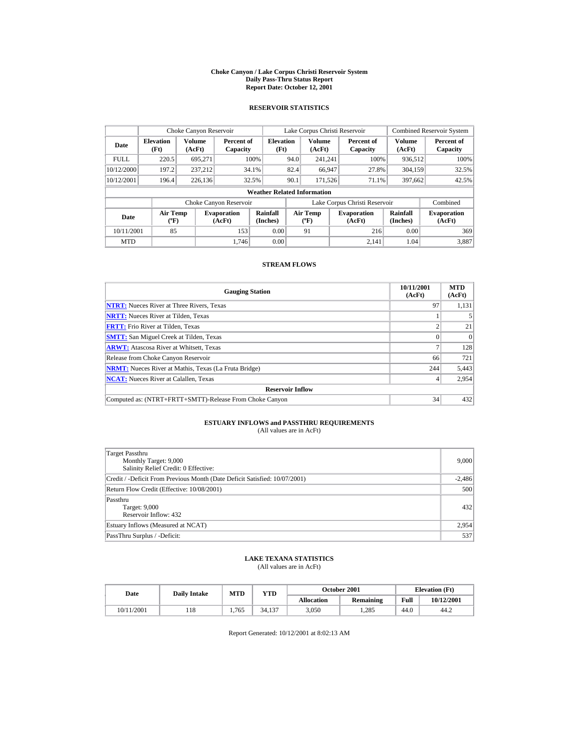# Choke Canyon / Lake Corpus Christi Reservoir System
## Daily Pass-Thru Status Report
### Report Date: October 12, 2001

## RESERVOIR STATISTICS

| | Choke Canyon Reservoir | | | Lake Corpus Christi Reservoir | | | Combined Reservoir System | |
|---|---|---|---|---|---|---|---|---|
| Date | Elevation (Ft) | Volume (AcFt) | Percent of Capacity | Elevation (Ft) | Volume (AcFt) | Percent of Capacity | Volume (AcFt) | Percent of Capacity |
| FULL | 220.5 | 695,271 | 100% | 94.0 | 241,241 | 100% | 936,512 | 100% |
| 10/12/2000 | 197.2 | 237,212 | 34.1% | 82.4 | 66,947 | 27.8% | 304,159 | 32.5% |
| 10/12/2001 | 196.4 | 226,136 | 32.5% | 90.1 | 171,526 | 71.1% | 397,662 | 42.5% |

**Weather Related Information**

| | Choke Canyon Reservoir | | | Lake Corpus Christi Reservoir | | | Combined |
|---|---|---|---|---|---|---|---|
| Date | Air Temp (ºF) | Evaporation (AcFt) | Rainfall (Inches) | Air Temp (ºF) | Evaporation (AcFt) | Rainfall (Inches) | Evaporation (AcFt) |
| 10/11/2001 | 85 | 153 | 0.00 | 91 | 216 | 0.00 | 369 |
| MTD | | 1,746 | 0.00 | | 2,141 | 1.04 | 3,887 |

## STREAM FLOWS

| Gauging Station | 10/11/2001 (AcFt) | MTD (AcFt) |
|---|---|---|
| NTRT: Nueces River at Three Rivers, Texas | 97 | 1,131 |
| NRTT: Nueces River at Tilden, Texas | 1 | 5 |
| FRTT: Frio River at Tilden, Texas | 2 | 21 |
| SMTT: San Miguel Creek at Tilden, Texas | 0 | 0 |
| ARWT: Atascosa River at Whitsett, Texas | 7 | 128 |
| Release from Choke Canyon Reservoir | 66 | 721 |
| NRMT: Nueces River at Mathis, Texas (La Fruta Bridge) | 244 | 5,443 |
| NCAT: Nueces River at Calallen, Texas | 4 | 2,954 |
| **Reservoir Inflow** | | |
| Computed as: (NTRT+FRTT+SMTT)-Release From Choke Canyon | 34 | 432 |

## ESTUARY INFLOWS and PASSTHRU REQUIREMENTS
(All values are in AcFt)

| | |
|---|---|
| Target Passthru<br>Monthly Target: 9,000<br>Salinity Relief Credit: 0 Effective: | 9,000 |
| Credit / -Deficit From Previous Month (Date Deficit Satisfied: 10/07/2001) | -2,486 |
| Return Flow Credit (Effective: 10/08/2001) | 500 |
| Passthru<br>Target: 9,000<br>Reservoir Inflow: 432 | 432 |
| Estuary Inflows (Measured at NCAT) | 2,954 |
| PassThru Surplus / -Deficit: | 537 |

## LAKE TEXANA STATISTICS
(All values are in AcFt)

| Date | Daily Intake | MTD | YTD | October 2001 | | Elevation (Ft) | |
|---|---|---|---|---|---|---|---|
| | | | | Allocation | Remaining | Full | 10/12/2001 |
| 10/11/2001 | 118 | 1,765 | 34,137 | 3,050 | 1,285 | 44.0 | 44.2 |

Report Generated: 10/12/2001 at 8:02:13 AM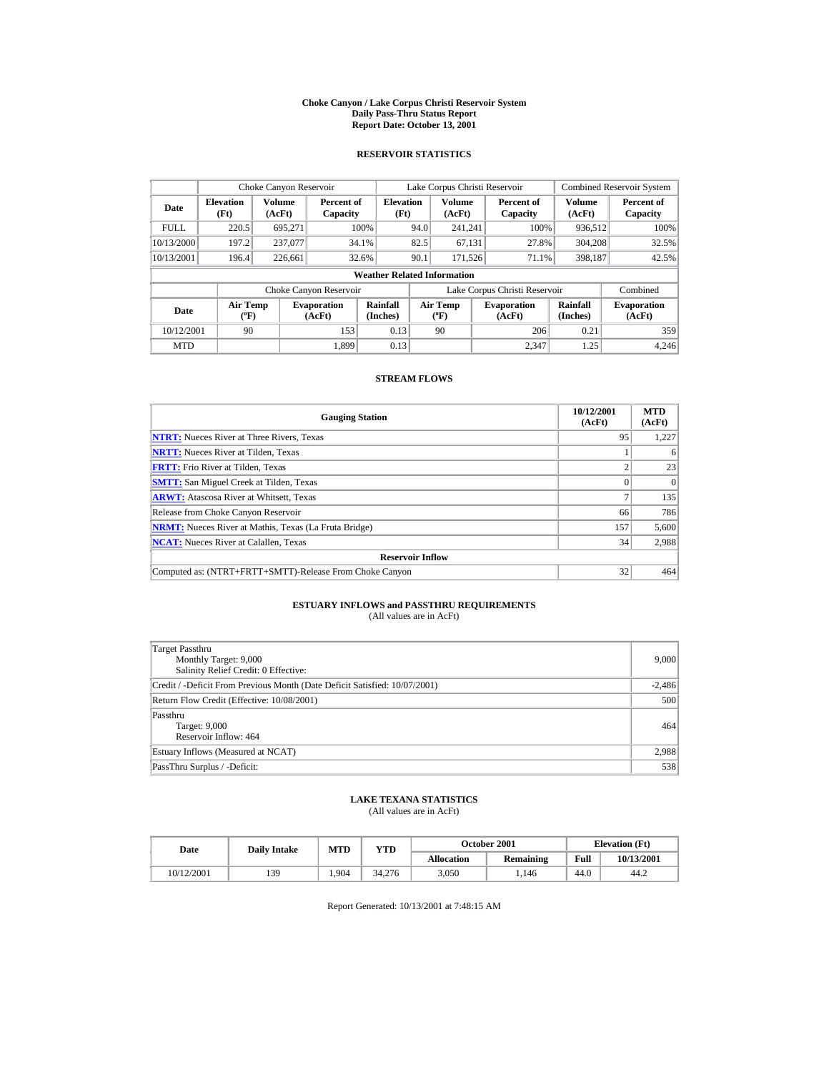# Choke Canyon / Lake Corpus Christi Reservoir System
## Daily Pass-Thru Status Report
## Report Date: October 13, 2001

### RESERVOIR STATISTICS

| | Choke Canyon Reservoir | | | Lake Corpus Christi Reservoir | | | Combined Reservoir System | |
|---|---|---|---|---|---|---|---|---|
| **Date** | **Elevation (Ft)** | **Volume (AcFt)** | **Percent of Capacity** | **Elevation (Ft)** | **Volume (AcFt)** | **Percent of Capacity** | **Volume (AcFt)** | **Percent of Capacity** |
| FULL | 220.5 | 695,271 | 100% | 94.0 | 241,241 | 100% | 936,512 | 100% |
| 10/13/2000 | 197.2 | 237,077 | 34.1% | 82.5 | 67,131 | 27.8% | 304,208 | 32.5% |
| 10/13/2001 | 196.4 | 226,661 | 32.6% | 90.1 | 171,526 | 71.1% | 398,187 | 42.5% |

**Weather Related Information**

| | Choke Canyon Reservoir | | | Lake Corpus Christi Reservoir | | | Combined |
|---|---|---|---|---|---|---|---|
| **Date** | **Air Temp (ºF)** | **Evaporation (AcFt)** | **Rainfall (Inches)** | **Air Temp (ºF)** | **Evaporation (AcFt)** | **Rainfall (Inches)** | **Evaporation (AcFt)** |
| 10/12/2001 | 90 | 153 | 0.13 | 90 | 206 | 0.21 | 359 |
| MTD | | 1,899 | 0.13 | | 2,347 | 1.25 | 4,246 |

### STREAM FLOWS

| Gauging Station | 10/12/2001 (AcFt) | MTD (AcFt) |
|---|---|---|
| NTRT: Nueces River at Three Rivers, Texas | 95 | 1,227 |
| NRTT: Nueces River at Tilden, Texas | 1 | 6 |
| FRTT: Frio River at Tilden, Texas | 2 | 23 |
| SMTT: San Miguel Creek at Tilden, Texas | 0 | 0 |
| ARWT: Atascosa River at Whitsett, Texas | 7 | 135 |
| Release from Choke Canyon Reservoir | 66 | 786 |
| NRMT: Nueces River at Mathis, Texas (La Fruta Bridge) | 157 | 5,600 |
| NCAT: Nueces River at Calallen, Texas | 34 | 2,988 |
| **Reservoir Inflow** | | |
| Computed as: (NTRT+FRTT+SMTT)-Release From Choke Canyon | 32 | 464 |

### ESTUARY INFLOWS and PASSTHRU REQUIREMENTS
(All values are in AcFt)

| | |
|---|---|
| Target Passthru<br>Monthly Target: 9,000<br>Salinity Relief Credit: 0 Effective: | 9,000 |
| Credit / -Deficit From Previous Month (Date Deficit Satisfied: 10/07/2001) | -2,486 |
| Return Flow Credit (Effective: 10/08/2001) | 500 |
| Passthru<br>Target: 9,000<br>Reservoir Inflow: 464 | 464 |
| Estuary Inflows (Measured at NCAT) | 2,988 |
| PassThru Surplus / -Deficit: | 538 |

### LAKE TEXANA STATISTICS
(All values are in AcFt)

| Date | Daily Intake | MTD | YTD | October 2001 | | Elevation (Ft) | |
|---|---|---|---|---|---|---|---|
| | | | | **Allocation** | **Remaining** | **Full** | **10/13/2001** |
| 10/12/2001 | 139 | 1,904 | 34,276 | 3,050 | 1,146 | 44.0 | 44.2 |

Report Generated: 10/13/2001 at 7:48:15 AM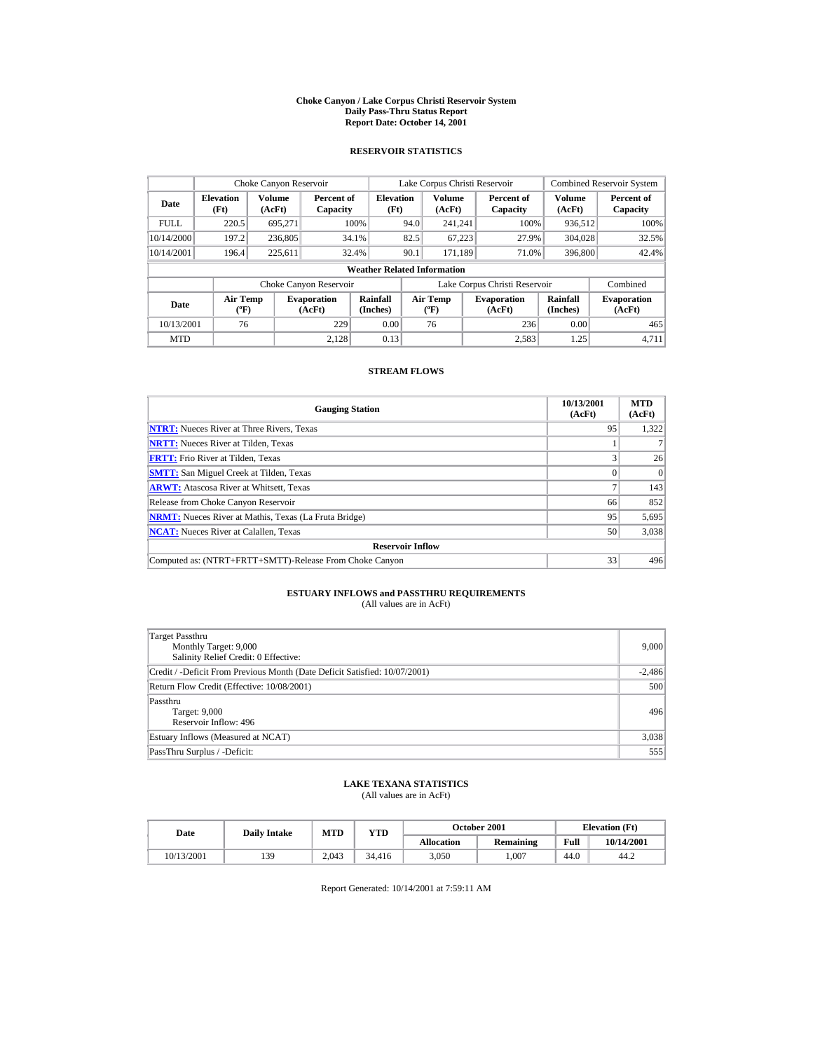# Choke Canyon / Lake Corpus Christi Reservoir System
## Daily Pass-Thru Status Report
## Report Date: October 14, 2001

### RESERVOIR STATISTICS

| | Choke Canyon Reservoir | | | Lake Corpus Christi Reservoir | | | Combined Reservoir System | |
|---|---|---|---|---|---|---|---|---|
| Date | Elevation (Ft) | Volume (AcFt) | Percent of Capacity | Elevation (Ft) | Volume (AcFt) | Percent of Capacity | Volume (AcFt) | Percent of Capacity |
| FULL | 220.5 | 695,271 | 100% | 94.0 | 241,241 | 100% | 936,512 | 100% |
| 10/14/2000 | 197.2 | 236,805 | 34.1% | 82.5 | 67,223 | 27.9% | 304,028 | 32.5% |
| 10/14/2001 | 196.4 | 225,611 | 32.4% | 90.1 | 171,189 | 71.0% | 396,800 | 42.4% |

**Weather Related Information**

| | Choke Canyon Reservoir | | | Lake Corpus Christi Reservoir | | | Combined |
|---|---|---|---|---|---|---|---|
| Date | Air Temp (ºF) | Evaporation (AcFt) | Rainfall (Inches) | Air Temp (ºF) | Evaporation (AcFt) | Rainfall (Inches) | Evaporation (AcFt) |
| 10/13/2001 | 76 | 229 | 0.00 | 76 | 236 | 0.00 | 465 |
| MTD | | 2,128 | 0.13 | | 2,583 | 1.25 | 4,711 |

### STREAM FLOWS

| Gauging Station | 10/13/2001 (AcFt) | MTD (AcFt) |
|---|---|---|
| NTRT: Nueces River at Three Rivers, Texas | 95 | 1,322 |
| NRTT: Nueces River at Tilden, Texas | 1 | 7 |
| FRTT: Frio River at Tilden, Texas | 3 | 26 |
| SMTT: San Miguel Creek at Tilden, Texas | 0 | 0 |
| ARWT: Atascosa River at Whitsett, Texas | 7 | 143 |
| Release from Choke Canyon Reservoir | 66 | 852 |
| NRMT: Nueces River at Mathis, Texas (La Fruta Bridge) | 95 | 5,695 |
| NCAT: Nueces River at Calallen, Texas | 50 | 3,038 |
| **Reservoir Inflow** | | |
| Computed as: (NTRT+FRTT+SMTT)-Release From Choke Canyon | 33 | 496 |

### ESTUARY INFLOWS and PASSTHRU REQUIREMENTS
(All values are in AcFt)

| | |
|---|---|
| Target Passthru<br>Monthly Target: 9,000<br>Salinity Relief Credit: 0 Effective: | 9,000 |
| Credit / -Deficit From Previous Month (Date Deficit Satisfied: 10/07/2001) | -2,486 |
| Return Flow Credit (Effective: 10/08/2001) | 500 |
| Passthru<br>Target: 9,000<br>Reservoir Inflow: 496 | 496 |
| Estuary Inflows (Measured at NCAT) | 3,038 |
| PassThru Surplus / -Deficit: | 555 |

### LAKE TEXANA STATISTICS
(All values are in AcFt)

| Date | Daily Intake | MTD | YTD | October 2001 | | Elevation (Ft) | |
|---|---|---|---|---|---|---|---|
| | | | | Allocation | Remaining | Full | 10/14/2001 |
| 10/13/2001 | 139 | 2,043 | 34,416 | 3,050 | 1,007 | 44.0 | 44.2 |

Report Generated: 10/14/2001 at 7:59:11 AM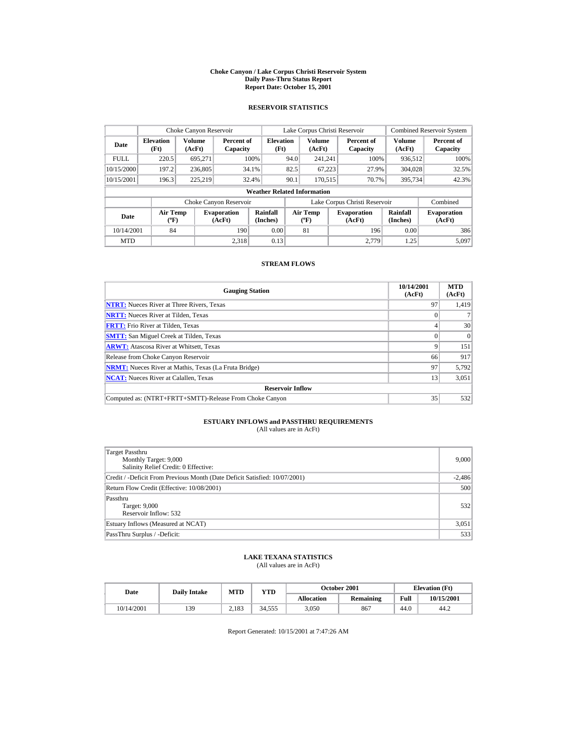# Choke Canyon / Lake Corpus Christi Reservoir System
## Daily Pass-Thru Status Report
## Report Date: October 15, 2001

### RESERVOIR STATISTICS

| | Choke Canyon Reservoir | | | Lake Corpus Christi Reservoir | | | Combined Reservoir System | |
|---|---|---|---|---|---|---|---|---|
| Date | Elevation (Ft) | Volume (AcFt) | Percent of Capacity | Elevation (Ft) | Volume (AcFt) | Percent of Capacity | Volume (AcFt) | Percent of Capacity |
| FULL | 220.5 | 695,271 | 100% | 94.0 | 241,241 | 100% | 936,512 | 100% |
| 10/15/2000 | 197.2 | 236,805 | 34.1% | 82.5 | 67,223 | 27.9% | 304,028 | 32.5% |
| 10/15/2001 | 196.3 | 225,219 | 32.4% | 90.1 | 170,515 | 70.7% | 395,734 | 42.3% |

**Weather Related Information**

| | Choke Canyon Reservoir | | | Lake Corpus Christi Reservoir | | | Combined |
|---|---|---|---|---|---|---|---|
| Date | Air Temp (ºF) | Evaporation (AcFt) | Rainfall (Inches) | Air Temp (ºF) | Evaporation (AcFt) | Rainfall (Inches) | Evaporation (AcFt) |
| 10/14/2001 | 84 | 190 | 0.00 | 81 | 196 | 0.00 | 386 |
| MTD | | 2,318 | 0.13 | | 2,779 | 1.25 | 5,097 |

### STREAM FLOWS

| Gauging Station | 10/14/2001 (AcFt) | MTD (AcFt) |
|---|---|---|
| NTRT: Nueces River at Three Rivers, Texas | 97 | 1,419 |
| NRTT: Nueces River at Tilden, Texas | 0 | 7 |
| FRTT: Frio River at Tilden, Texas | 4 | 30 |
| SMTT: San Miguel Creek at Tilden, Texas | 0 | 0 |
| ARWT: Atascosa River at Whitsett, Texas | 9 | 151 |
| Release from Choke Canyon Reservoir | 66 | 917 |
| NRMT: Nueces River at Mathis, Texas (La Fruta Bridge) | 97 | 5,792 |
| NCAT: Nueces River at Calallen, Texas | 13 | 3,051 |
| **Reservoir Inflow** | | |
| Computed as: (NTRT+FRTT+SMTT)-Release From Choke Canyon | 35 | 532 |

### ESTUARY INFLOWS and PASSTHRU REQUIREMENTS
(All values are in AcFt)

| | |
|---|---|
| Target Passthru<br>Monthly Target: 9,000<br>Salinity Relief Credit: 0 Effective: | 9,000 |
| Credit / -Deficit From Previous Month (Date Deficit Satisfied: 10/07/2001) | -2,486 |
| Return Flow Credit (Effective: 10/08/2001) | 500 |
| Passthru<br>Target: 9,000<br>Reservoir Inflow: 532 | 532 |
| Estuary Inflows (Measured at NCAT) | 3,051 |
| PassThru Surplus / -Deficit: | 533 |

### LAKE TEXANA STATISTICS
(All values are in AcFt)

| Date | Daily Intake | MTD | YTD | October 2001 | | Elevation (Ft) | |
|---|---|---|---|---|---|---|---|
| | | | | Allocation | Remaining | Full | 10/15/2001 |
| 10/14/2001 | 139 | 2,183 | 34,555 | 3,050 | 867 | 44.0 | 44.2 |

Report Generated: 10/15/2001 at 7:47:26 AM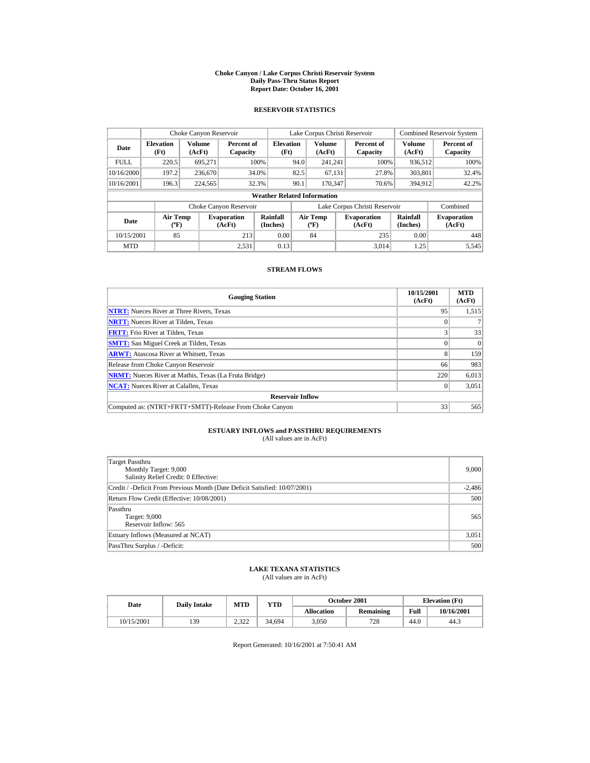# Choke Canyon / Lake Corpus Christi Reservoir System
## Daily Pass-Thru Status Report
## Report Date: October 16, 2001

### RESERVOIR STATISTICS

| Date | Choke Canyon Reservoir | | | Lake Corpus Christi Reservoir | | | Combined Reservoir System | |
|---|---|---|---|---|---|---|---|---|
| | Elevation (Ft) | Volume (AcFt) | Percent of Capacity | Elevation (Ft) | Volume (AcFt) | Percent of Capacity | Volume (AcFt) | Percent of Capacity |
| FULL | 220.5 | 695,271 | 100% | 94.0 | 241,241 | 100% | 936,512 | 100% |
| 10/16/2000 | 197.2 | 236,670 | 34.0% | 82.5 | 67,131 | 27.8% | 303,801 | 32.4% |
| 10/16/2001 | 196.3 | 224,565 | 32.3% | 90.1 | 170,347 | 70.6% | 394,912 | 42.2% |

**Weather Related Information**

| Date | Choke Canyon Reservoir | | | Lake Corpus Christi Reservoir | | | Combined |
|---|---|---|---|---|---|---|---|
| | Air Temp (ºF) | Evaporation (AcFt) | Rainfall (Inches) | Air Temp (ºF) | Evaporation (AcFt) | Rainfall (Inches) | Evaporation (AcFt) |
| 10/15/2001 | 85 | 213 | 0.00 | 84 | 235 | 0.00 | 448 |
| MTD | | 2,531 | 0.13 | | 3,014 | 1.25 | 5,545 |

### STREAM FLOWS

| Gauging Station | 10/15/2001 (AcFt) | MTD (AcFt) |
|---|---|---|
| NTRT: Nueces River at Three Rivers, Texas | 95 | 1,515 |
| NRTT: Nueces River at Tilden, Texas | 0 | 7 |
| FRTT: Frio River at Tilden, Texas | 3 | 33 |
| SMTT: San Miguel Creek at Tilden, Texas | 0 | 0 |
| ARWT: Atascosa River at Whitsett, Texas | 8 | 159 |
| Release from Choke Canyon Reservoir | 66 | 983 |
| NRMT: Nueces River at Mathis, Texas (La Fruta Bridge) | 220 | 6,013 |
| NCAT: Nueces River at Calallen, Texas | 0 | 3,051 |
| **Reservoir Inflow** | | |
| Computed as: (NTRT+FRTT+SMTT)-Release From Choke Canyon | 33 | 565 |

### ESTUARY INFLOWS and PASSTHRU REQUIREMENTS
(All values are in AcFt)

| Item | Value |
|---|---|
| Target Passthru<br>Monthly Target: 9,000<br>Salinity Relief Credit: 0 Effective: | 9,000 |
| Credit / -Deficit From Previous Month (Date Deficit Satisfied: 10/07/2001) | -2,486 |
| Return Flow Credit (Effective: 10/08/2001) | 500 |
| Passthru<br>Target: 9,000<br>Reservoir Inflow: 565 | 565 |
| Estuary Inflows (Measured at NCAT) | 3,051 |
| PassThru Surplus / -Deficit: | 500 |

### LAKE TEXANA STATISTICS
(All values are in AcFt)

| Date | Daily Intake | MTD | YTD | October 2001 | | Elevation (Ft) | |
|---|---|---|---|---|---|---|---|
| | | | | Allocation | Remaining | Full | 10/16/2001 |
| 10/15/2001 | 139 | 2,322 | 34,694 | 3,050 | 728 | 44.0 | 44.3 |

Report Generated: 10/16/2001 at 7:50:41 AM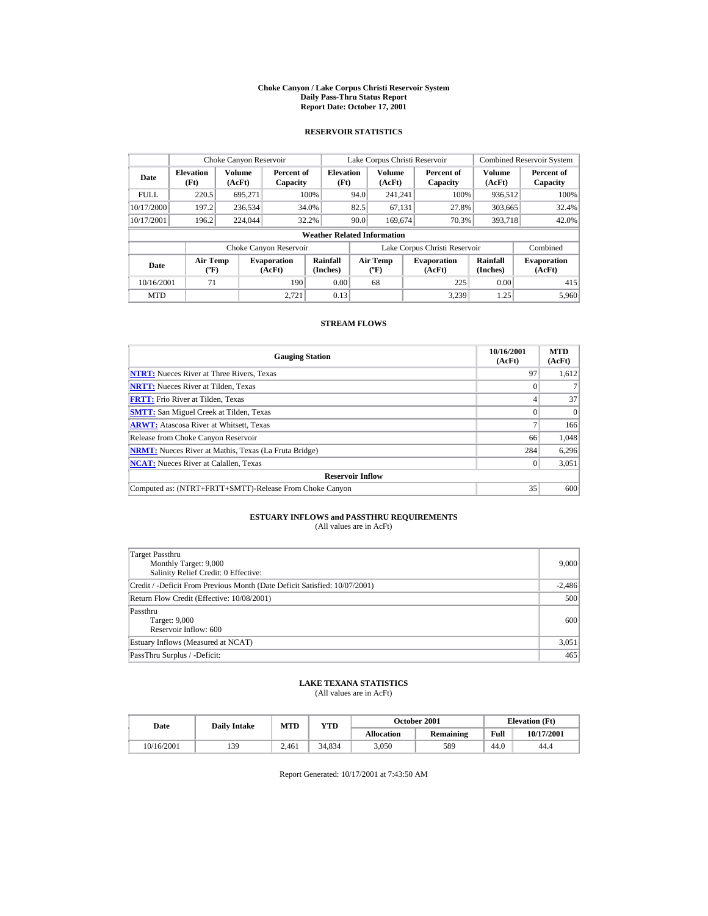# Choke Canyon / Lake Corpus Christi Reservoir System
## Daily Pass-Thru Status Report
## Report Date: October 17, 2001

### RESERVOIR STATISTICS

| | Choke Canyon Reservoir | | | Lake Corpus Christi Reservoir | | | Combined Reservoir System | |
|---|---|---|---|---|---|---|---|---|
| **Date** | **Elevation (Ft)** | **Volume (AcFt)** | **Percent of Capacity** | **Elevation (Ft)** | **Volume (AcFt)** | **Percent of Capacity** | **Volume (AcFt)** | **Percent of Capacity** |
| FULL | 220.5 | 695,271 | 100% | 94.0 | 241,241 | 100% | 936,512 | 100% |
| 10/17/2000 | 197.2 | 236,534 | 34.0% | 82.5 | 67,131 | 27.8% | 303,665 | 32.4% |
| 10/17/2001 | 196.2 | 224,044 | 32.2% | 90.0 | 169,674 | 70.3% | 393,718 | 42.0% |

**Weather Related Information**

| | Choke Canyon Reservoir | | | Lake Corpus Christi Reservoir | | | Combined |
|---|---|---|---|---|---|---|---|
| **Date** | **Air Temp (ºF)** | **Evaporation (AcFt)** | **Rainfall (Inches)** | **Air Temp (ºF)** | **Evaporation (AcFt)** | **Rainfall (Inches)** | **Evaporation (AcFt)** |
| 10/16/2001 | 71 | 190 | 0.00 | 68 | 225 | 0.00 | 415 |
| MTD | | 2,721 | 0.13 | | 3,239 | 1.25 | 5,960 |

### STREAM FLOWS

| Gauging Station | 10/16/2001 (AcFt) | MTD (AcFt) |
|---|---|---|
| **NTRT:** Nueces River at Three Rivers, Texas | 97 | 1,612 |
| **NRTT:** Nueces River at Tilden, Texas | 0 | 7 |
| **FRTT:** Frio River at Tilden, Texas | 4 | 37 |
| **SMTT:** San Miguel Creek at Tilden, Texas | 0 | 0 |
| **ARWT:** Atascosa River at Whitsett, Texas | 7 | 166 |
| Release from Choke Canyon Reservoir | 66 | 1,048 |
| **NRMT:** Nueces River at Mathis, Texas (La Fruta Bridge) | 284 | 6,296 |
| **NCAT:** Nueces River at Calallen, Texas | 0 | 3,051 |
| **Reservoir Inflow** | | |
| Computed as: (NTRT+FRTT+SMTT)-Release From Choke Canyon | 35 | 600 |

### ESTUARY INFLOWS and PASSTHRU REQUIREMENTS
(All values are in AcFt)

| | |
|---|---|
| Target Passthru<br>Monthly Target: 9,000<br>Salinity Relief Credit: 0 Effective: | 9,000 |
| Credit / -Deficit From Previous Month (Date Deficit Satisfied: 10/07/2001) | -2,486 |
| Return Flow Credit (Effective: 10/08/2001) | 500 |
| Passthru<br>Target: 9,000<br>Reservoir Inflow: 600 | 600 |
| Estuary Inflows (Measured at NCAT) | 3,051 |
| PassThru Surplus / -Deficit: | 465 |

### LAKE TEXANA STATISTICS
(All values are in AcFt)

| Date | Daily Intake | MTD | YTD | October 2001 | | Elevation (Ft) | |
|---|---|---|---|---|---|---|---|
| | | | | **Allocation** | **Remaining** | **Full** | **10/17/2001** |
| 10/16/2001 | 139 | 2,461 | 34,834 | 3,050 | 589 | 44.0 | 44.4 |

Report Generated: 10/17/2001 at 7:43:50 AM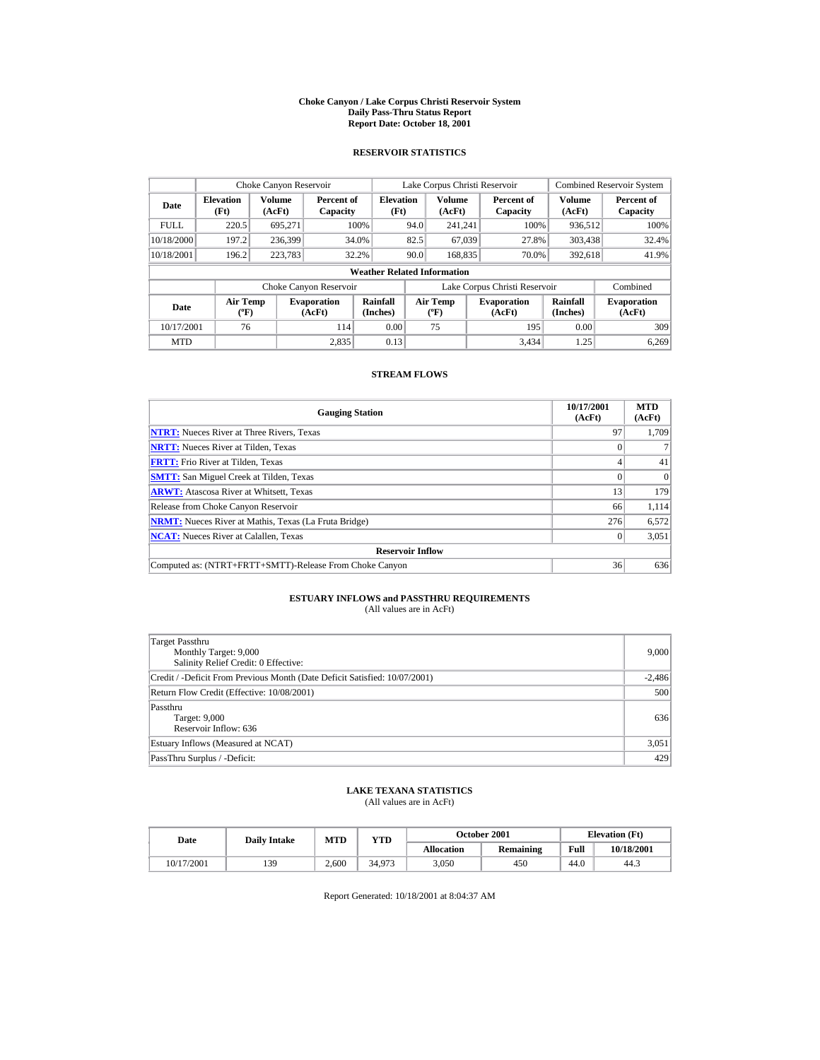# Choke Canyon / Lake Corpus Christi Reservoir System
## Daily Pass-Thru Status Report
### Report Date: October 18, 2001

## RESERVOIR STATISTICS

| | Choke Canyon Reservoir | | | Lake Corpus Christi Reservoir | | | Combined Reservoir System | |
|---|---|---|---|---|---|---|---|---|
| Date | Elevation (Ft) | Volume (AcFt) | Percent of Capacity | Elevation (Ft) | Volume (AcFt) | Percent of Capacity | Volume (AcFt) | Percent of Capacity |
| FULL | 220.5 | 695,271 | 100% | 94.0 | 241,241 | 100% | 936,512 | 100% |
| 10/18/2000 | 197.2 | 236,399 | 34.0% | 82.5 | 67,039 | 27.8% | 303,438 | 32.4% |
| 10/18/2001 | 196.2 | 223,783 | 32.2% | 90.0 | 168,835 | 70.0% | 392,618 | 41.9% |

**Weather Related Information**

| | Choke Canyon Reservoir | | | Lake Corpus Christi Reservoir | | | Combined |
|---|---|---|---|---|---|---|---|
| Date | Air Temp (ºF) | Evaporation (AcFt) | Rainfall (Inches) | Air Temp (ºF) | Evaporation (AcFt) | Rainfall (Inches) | Evaporation (AcFt) |
| 10/17/2001 | 76 | 114 | 0.00 | 75 | 195 | 0.00 | 309 |
| MTD | | 2,835 | 0.13 | | 3,434 | 1.25 | 6,269 |

## STREAM FLOWS

| Gauging Station | 10/17/2001 (AcFt) | MTD (AcFt) |
|---|---|---|
| **NTRT:** Nueces River at Three Rivers, Texas | 97 | 1,709 |
| **NRTT:** Nueces River at Tilden, Texas | 0 | 7 |
| **FRTT:** Frio River at Tilden, Texas | 4 | 41 |
| **SMTT:** San Miguel Creek at Tilden, Texas | 0 | 0 |
| **ARWT:** Atascosa River at Whitsett, Texas | 13 | 179 |
| Release from Choke Canyon Reservoir | 66 | 1,114 |
| **NRMT:** Nueces River at Mathis, Texas (La Fruta Bridge) | 276 | 6,572 |
| **NCAT:** Nueces River at Calallen, Texas | 0 | 3,051 |
| **Reservoir Inflow** | | |
| Computed as: (NTRT+FRTT+SMTT)-Release From Choke Canyon | 36 | 636 |

## ESTUARY INFLOWS and PASSTHRU REQUIREMENTS
(All values are in AcFt)

| | |
|---|---|
| Target Passthru<br>Monthly Target: 9,000<br>Salinity Relief Credit: 0 Effective: | 9,000 |
| Credit / -Deficit From Previous Month (Date Deficit Satisfied: 10/07/2001) | -2,486 |
| Return Flow Credit (Effective: 10/08/2001) | 500 |
| Passthru<br>Target: 9,000<br>Reservoir Inflow: 636 | 636 |
| Estuary Inflows (Measured at NCAT) | 3,051 |
| PassThru Surplus / -Deficit: | 429 |

## LAKE TEXANA STATISTICS
(All values are in AcFt)

| Date | Daily Intake | MTD | YTD | October 2001 | | Elevation (Ft) | |
|---|---|---|---|---|---|---|---|
| | | | | Allocation | Remaining | Full | 10/18/2001 |
| 10/17/2001 | 139 | 2,600 | 34,973 | 3,050 | 450 | 44.0 | 44.3 |

Report Generated: 10/18/2001 at 8:04:37 AM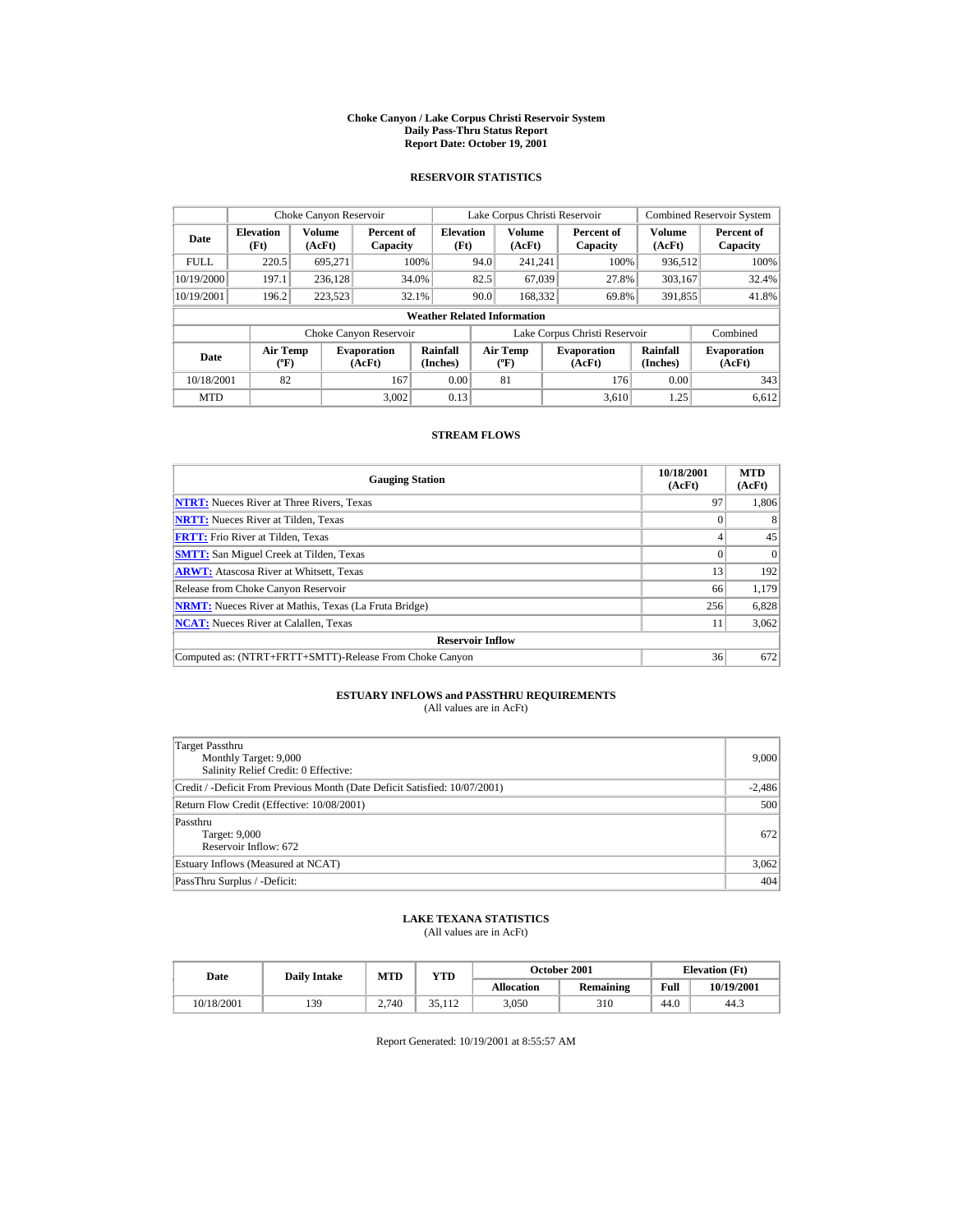# Choke Canyon / Lake Corpus Christi Reservoir System
## Daily Pass-Thru Status Report
### Report Date: October 19, 2001

## RESERVOIR STATISTICS

| Date | Choke Canyon Reservoir | | | Lake Corpus Christi Reservoir | | | Combined Reservoir System | |
|---|---|---|---|---|---|---|---|---|
| | Elevation (Ft) | Volume (AcFt) | Percent of Capacity | Elevation (Ft) | Volume (AcFt) | Percent of Capacity | Volume (AcFt) | Percent of Capacity |
| FULL | 220.5 | 695,271 | 100% | 94.0 | 241,241 | 100% | 936,512 | 100% |
| 10/19/2000 | 197.1 | 236,128 | 34.0% | 82.5 | 67,039 | 27.8% | 303,167 | 32.4% |
| 10/19/2001 | 196.2 | 223,523 | 32.1% | 90.0 | 168,332 | 69.8% | 391,855 | 41.8% |

**Weather Related Information**

| Date | Choke Canyon Reservoir | | | Lake Corpus Christi Reservoir | | | Combined |
|---|---|---|---|---|---|---|---|
| | Air Temp (ºF) | Evaporation (AcFt) | Rainfall (Inches) | Air Temp (ºF) | Evaporation (AcFt) | Rainfall (Inches) | Evaporation (AcFt) |
| 10/18/2001 | 82 | 167 | 0.00 | 81 | 176 | 0.00 | 343 |
| MTD | | 3,002 | 0.13 | | 3,610 | 1.25 | 6,612 |

## STREAM FLOWS

| Gauging Station | 10/18/2001 (AcFt) | MTD (AcFt) |
|---|---|---|
| NTRT: Nueces River at Three Rivers, Texas | 97 | 1,806 |
| NRTT: Nueces River at Tilden, Texas | 0 | 8 |
| FRTT: Frio River at Tilden, Texas | 4 | 45 |
| SMTT: San Miguel Creek at Tilden, Texas | 0 | 0 |
| ARWT: Atascosa River at Whitsett, Texas | 13 | 192 |
| Release from Choke Canyon Reservoir | 66 | 1,179 |
| NRMT: Nueces River at Mathis, Texas (La Fruta Bridge) | 256 | 6,828 |
| NCAT: Nueces River at Calallen, Texas | 11 | 3,062 |
| **Reservoir Inflow** | | |
| Computed as: (NTRT+FRTT+SMTT)-Release From Choke Canyon | 36 | 672 |

## ESTUARY INFLOWS and PASSTHRU REQUIREMENTS
(All values are in AcFt)

| | |
|---|---|
| Target Passthru<br>Monthly Target: 9,000<br>Salinity Relief Credit: 0 Effective: | 9,000 |
| Credit / -Deficit From Previous Month (Date Deficit Satisfied: 10/07/2001) | -2,486 |
| Return Flow Credit (Effective: 10/08/2001) | 500 |
| Passthru<br>Target: 9,000<br>Reservoir Inflow: 672 | 672 |
| Estuary Inflows (Measured at NCAT) | 3,062 |
| PassThru Surplus / -Deficit: | 404 |

## LAKE TEXANA STATISTICS
(All values are in AcFt)

| Date | Daily Intake | MTD | YTD | October 2001 | | Elevation (Ft) | |
|---|---|---|---|---|---|---|---|
| | | | | Allocation | Remaining | Full | 10/19/2001 |
| 10/18/2001 | 139 | 2,740 | 35,112 | 3,050 | 310 | 44.0 | 44.3 |

Report Generated: 10/19/2001 at 8:55:57 AM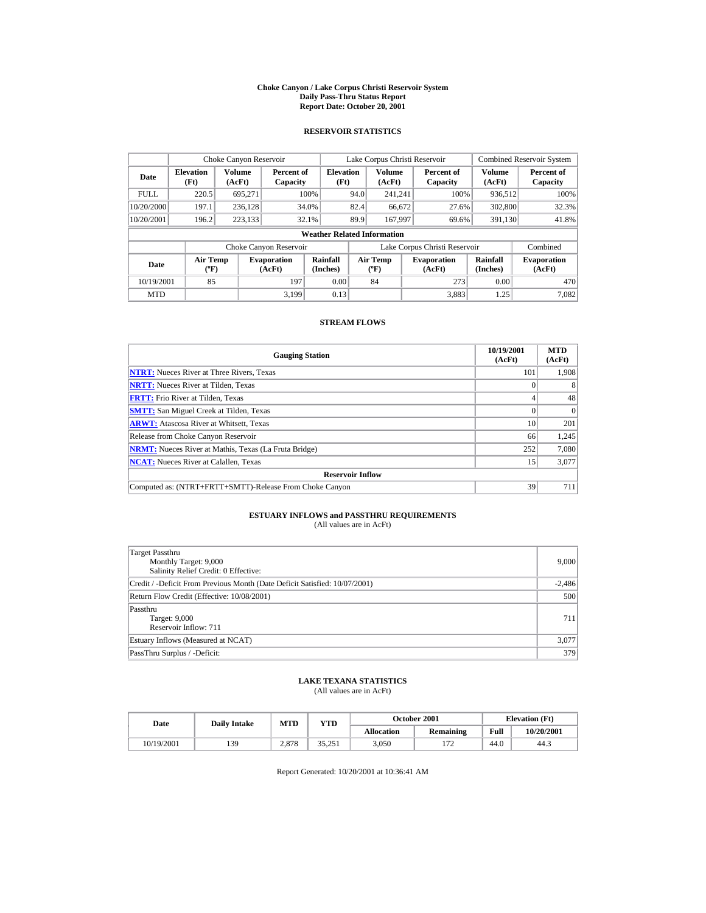# Choke Canyon / Lake Corpus Christi Reservoir System
## Daily Pass-Thru Status Report
### Report Date: October 20, 2001

## RESERVOIR STATISTICS

| | Choke Canyon Reservoir | | | Lake Corpus Christi Reservoir | | | Combined Reservoir System | |
|---|---|---|---|---|---|---|---|---|
| Date | Elevation (Ft) | Volume (AcFt) | Percent of Capacity | Elevation (Ft) | Volume (AcFt) | Percent of Capacity | Volume (AcFt) | Percent of Capacity |
| FULL | 220.5 | 695,271 | 100% | 94.0 | 241,241 | 100% | 936,512 | 100% |
| 10/20/2000 | 197.1 | 236,128 | 34.0% | 82.4 | 66,672 | 27.6% | 302,800 | 32.3% |
| 10/20/2001 | 196.2 | 223,133 | 32.1% | 89.9 | 167,997 | 69.6% | 391,130 | 41.8% |

**Weather Related Information**

| | Choke Canyon Reservoir | | | Lake Corpus Christi Reservoir | | | Combined |
|---|---|---|---|---|---|---|---|
| Date | Air Temp (ºF) | Evaporation (AcFt) | Rainfall (Inches) | Air Temp (ºF) | Evaporation (AcFt) | Rainfall (Inches) | Evaporation (AcFt) |
| 10/19/2001 | 85 | 197 | 0.00 | 84 | 273 | 0.00 | 470 |
| MTD | | 3,199 | 0.13 | | 3,883 | 1.25 | 7,082 |

## STREAM FLOWS

| Gauging Station | 10/19/2001 (AcFt) | MTD (AcFt) |
|---|---|---|
| NTRT: Nueces River at Three Rivers, Texas | 101 | 1,908 |
| NRTT: Nueces River at Tilden, Texas | 0 | 8 |
| FRTT: Frio River at Tilden, Texas | 4 | 48 |
| SMTT: San Miguel Creek at Tilden, Texas | 0 | 0 |
| ARWT: Atascosa River at Whitsett, Texas | 10 | 201 |
| Release from Choke Canyon Reservoir | 66 | 1,245 |
| NRMT: Nueces River at Mathis, Texas (La Fruta Bridge) | 252 | 7,080 |
| NCAT: Nueces River at Calallen, Texas | 15 | 3,077 |
| **Reservoir Inflow** | | |
| Computed as: (NTRT+FRTT+SMTT)-Release From Choke Canyon | 39 | 711 |

## ESTUARY INFLOWS and PASSTHRU REQUIREMENTS
(All values are in AcFt)

| | |
|---|---|
| Target Passthru<br>Monthly Target: 9,000<br>Salinity Relief Credit: 0 Effective: | 9,000 |
| Credit / -Deficit From Previous Month (Date Deficit Satisfied: 10/07/2001) | -2,486 |
| Return Flow Credit (Effective: 10/08/2001) | 500 |
| Passthru<br>Target: 9,000<br>Reservoir Inflow: 711 | 711 |
| Estuary Inflows (Measured at NCAT) | 3,077 |
| PassThru Surplus / -Deficit: | 379 |

## LAKE TEXANA STATISTICS
(All values are in AcFt)

| Date | Daily Intake | MTD | YTD | October 2001 | | Elevation (Ft) | |
|---|---|---|---|---|---|---|---|
| | | | | Allocation | Remaining | Full | 10/20/2001 |
| 10/19/2001 | 139 | 2,878 | 35,251 | 3,050 | 172 | 44.0 | 44.3 |

Report Generated: 10/20/2001 at 10:36:41 AM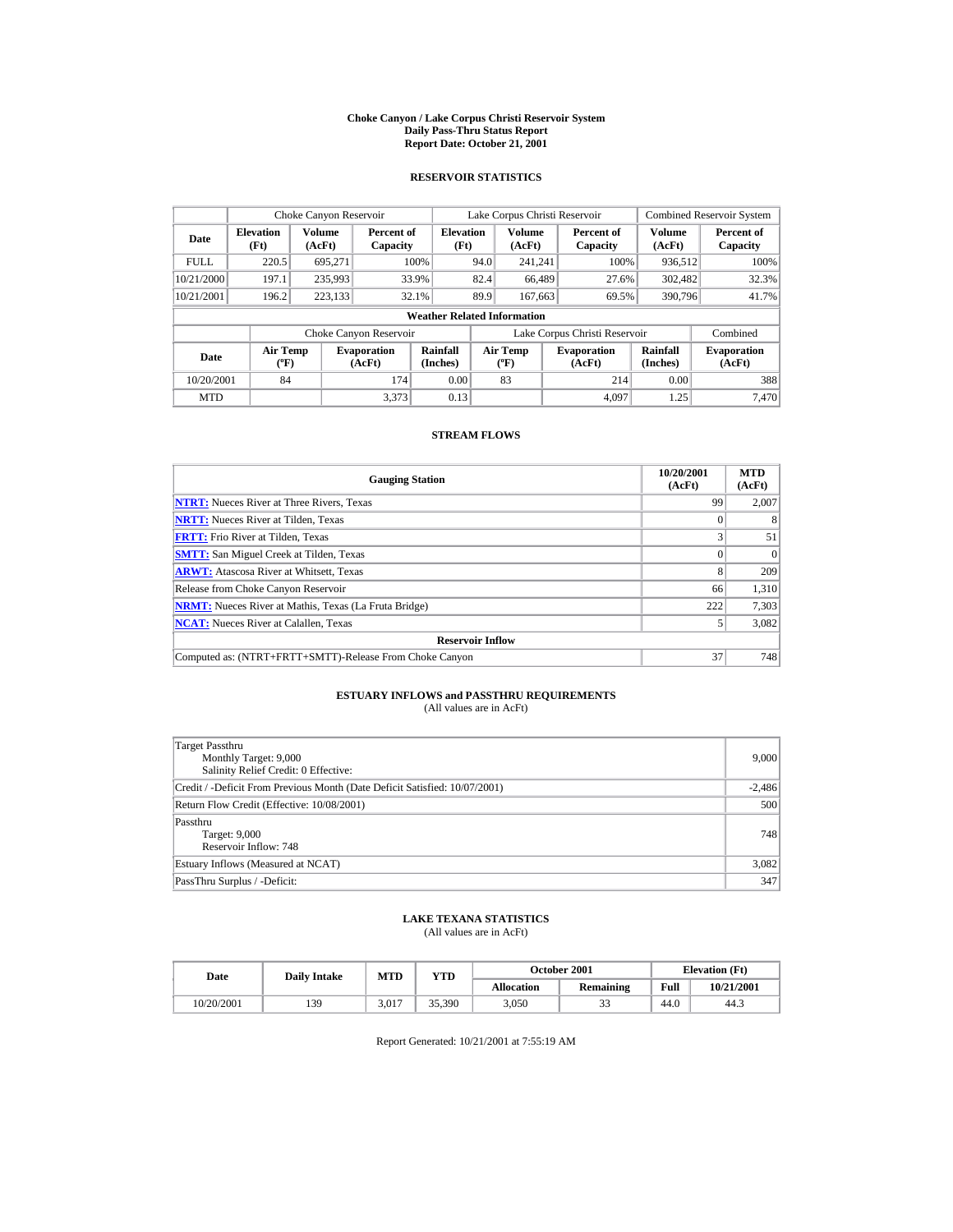# Choke Canyon / Lake Corpus Christi Reservoir System
## Daily Pass-Thru Status Report
## Report Date: October 21, 2001

### RESERVOIR STATISTICS

| Date | Choke Canyon Reservoir | | | Lake Corpus Christi Reservoir | | | Combined Reservoir System | |
|---|---|---|---|---|---|---|---|---|
| | Elevation (Ft) | Volume (AcFt) | Percent of Capacity | Elevation (Ft) | Volume (AcFt) | Percent of Capacity | Volume (AcFt) | Percent of Capacity |
| FULL | 220.5 | 695,271 | 100% | 94.0 | 241,241 | 100% | 936,512 | 100% |
| 10/21/2000 | 197.1 | 235,993 | 33.9% | 82.4 | 66,489 | 27.6% | 302,482 | 32.3% |
| 10/21/2001 | 196.2 | 223,133 | 32.1% | 89.9 | 167,663 | 69.5% | 390,796 | 41.7% |

**Weather Related Information**

| Date | Choke Canyon Reservoir | | | Lake Corpus Christi Reservoir | | | Combined |
|---|---|---|---|---|---|---|---|
| | Air Temp (ºF) | Evaporation (AcFt) | Rainfall (Inches) | Air Temp (ºF) | Evaporation (AcFt) | Rainfall (Inches) | Evaporation (AcFt) |
| 10/20/2001 | 84 | 174 | 0.00 | 83 | 214 | 0.00 | 388 |
| MTD | | 3,373 | 0.13 | | 4,097 | 1.25 | 7,470 |

### STREAM FLOWS

| Gauging Station | 10/20/2001 (AcFt) | MTD (AcFt) |
|---|---|---|
| **NTRT:** Nueces River at Three Rivers, Texas | 99 | 2,007 |
| **NRTT:** Nueces River at Tilden, Texas | 0 | 8 |
| **FRTT:** Frio River at Tilden, Texas | 3 | 51 |
| **SMTT:** San Miguel Creek at Tilden, Texas | 0 | 0 |
| **ARWT:** Atascosa River at Whitsett, Texas | 8 | 209 |
| Release from Choke Canyon Reservoir | 66 | 1,310 |
| **NRMT:** Nueces River at Mathis, Texas (La Fruta Bridge) | 222 | 7,303 |
| **NCAT:** Nueces River at Calallen, Texas | 5 | 3,082 |
| **Reservoir Inflow** | | |
| Computed as: (NTRT+FRTT+SMTT)-Release From Choke Canyon | 37 | 748 |

### ESTUARY INFLOWS and PASSTHRU REQUIREMENTS
(All values are in AcFt)

| | |
|---|---|
| Target Passthru<br>Monthly Target: 9,000<br>Salinity Relief Credit: 0 Effective: | 9,000 |
| Credit / -Deficit From Previous Month (Date Deficit Satisfied: 10/07/2001) | -2,486 |
| Return Flow Credit (Effective: 10/08/2001) | 500 |
| Passthru<br>Target: 9,000<br>Reservoir Inflow: 748 | 748 |
| Estuary Inflows (Measured at NCAT) | 3,082 |
| PassThru Surplus / -Deficit: | 347 |

### LAKE TEXANA STATISTICS
(All values are in AcFt)

| Date | Daily Intake | MTD | YTD | October 2001 | | Elevation (Ft) | |
|---|---|---|---|---|---|---|---|
| | | | | Allocation | Remaining | Full | 10/21/2001 |
| 10/20/2001 | 139 | 3,017 | 35,390 | 3,050 | 33 | 44.0 | 44.3 |

Report Generated: 10/21/2001 at 7:55:19 AM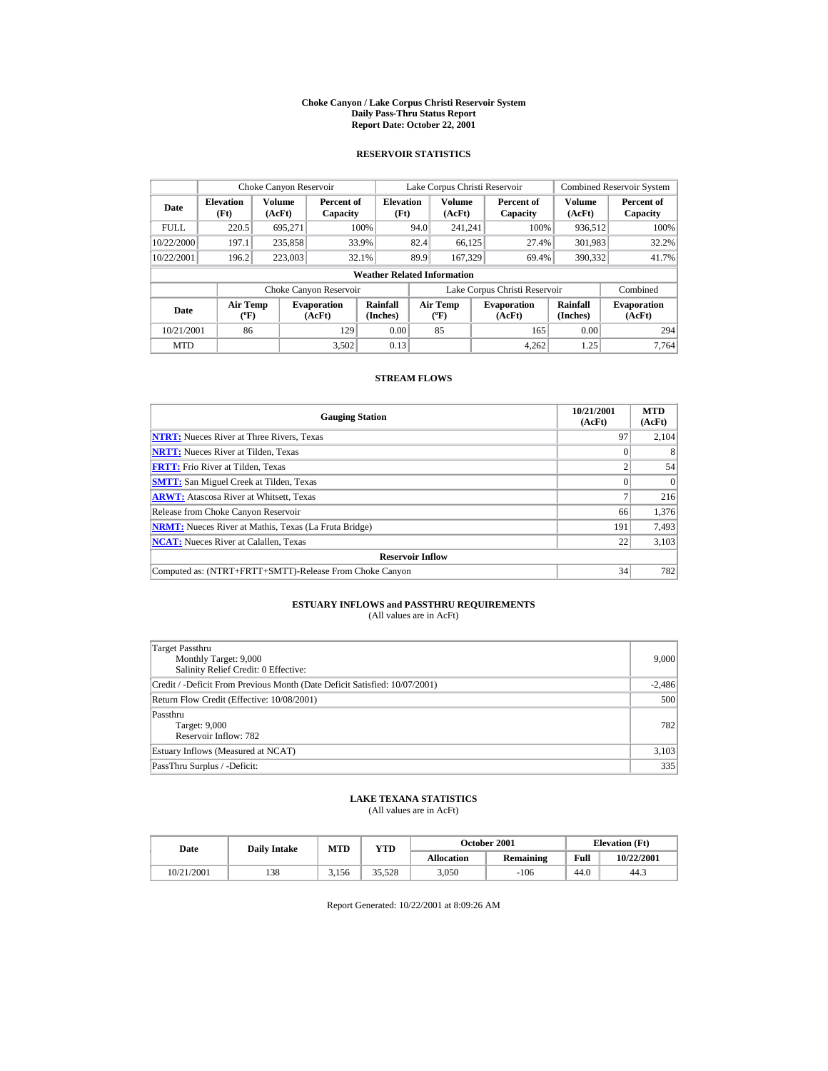# Choke Canyon / Lake Corpus Christi Reservoir System
## Daily Pass-Thru Status Report
### Report Date: October 22, 2001

## RESERVOIR STATISTICS

| | Choke Canyon Reservoir | | | Lake Corpus Christi Reservoir | | | Combined Reservoir System | |
|---|---|---|---|---|---|---|---|---|
| Date | Elevation (Ft) | Volume (AcFt) | Percent of Capacity | Elevation (Ft) | Volume (AcFt) | Percent of Capacity | Volume (AcFt) | Percent of Capacity |
| FULL | 220.5 | 695,271 | 100% | 94.0 | 241,241 | 100% | 936,512 | 100% |
| 10/22/2000 | 197.1 | 235,858 | 33.9% | 82.4 | 66,125 | 27.4% | 301,983 | 32.2% |
| 10/22/2001 | 196.2 | 223,003 | 32.1% | 89.9 | 167,329 | 69.4% | 390,332 | 41.7% |

**Weather Related Information**

| | Choke Canyon Reservoir | | | Lake Corpus Christi Reservoir | | | Combined |
|---|---|---|---|---|---|---|---|
| Date | Air Temp (ºF) | Evaporation (AcFt) | Rainfall (Inches) | Air Temp (ºF) | Evaporation (AcFt) | Rainfall (Inches) | Evaporation (AcFt) |
| 10/21/2001 | 86 | 129 | 0.00 | 85 | 165 | 0.00 | 294 |
| MTD | | 3,502 | 0.13 | | 4,262 | 1.25 | 7,764 |

## STREAM FLOWS

| Gauging Station | 10/21/2001 (AcFt) | MTD (AcFt) |
|---|---|---|
| NTRT: Nueces River at Three Rivers, Texas | 97 | 2,104 |
| NRTT: Nueces River at Tilden, Texas | 0 | 8 |
| FRTT: Frio River at Tilden, Texas | 2 | 54 |
| SMTT: San Miguel Creek at Tilden, Texas | 0 | 0 |
| ARWT: Atascosa River at Whitsett, Texas | 7 | 216 |
| Release from Choke Canyon Reservoir | 66 | 1,376 |
| NRMT: Nueces River at Mathis, Texas (La Fruta Bridge) | 191 | 7,493 |
| NCAT: Nueces River at Calallen, Texas | 22 | 3,103 |
| **Reservoir Inflow** | | |
| Computed as: (NTRT+FRTT+SMTT)-Release From Choke Canyon | 34 | 782 |

## ESTUARY INFLOWS and PASSTHRU REQUIREMENTS
(All values are in AcFt)

| | |
|---|---|
| Target Passthru<br>Monthly Target: 9,000<br>Salinity Relief Credit: 0 Effective: | 9,000 |
| Credit / -Deficit From Previous Month (Date Deficit Satisfied: 10/07/2001) | -2,486 |
| Return Flow Credit (Effective: 10/08/2001) | 500 |
| Passthru<br>Target: 9,000<br>Reservoir Inflow: 782 | 782 |
| Estuary Inflows (Measured at NCAT) | 3,103 |
| PassThru Surplus / -Deficit: | 335 |

## LAKE TEXANA STATISTICS
(All values are in AcFt)

| Date | Daily Intake | MTD | YTD | October 2001 | | Elevation (Ft) | |
|---|---|---|---|---|---|---|---|
| | | | | Allocation | Remaining | Full | 10/22/2001 |
| 10/21/2001 | 138 | 3,156 | 35,528 | 3,050 | -106 | 44.0 | 44.3 |

Report Generated: 10/22/2001 at 8:09:26 AM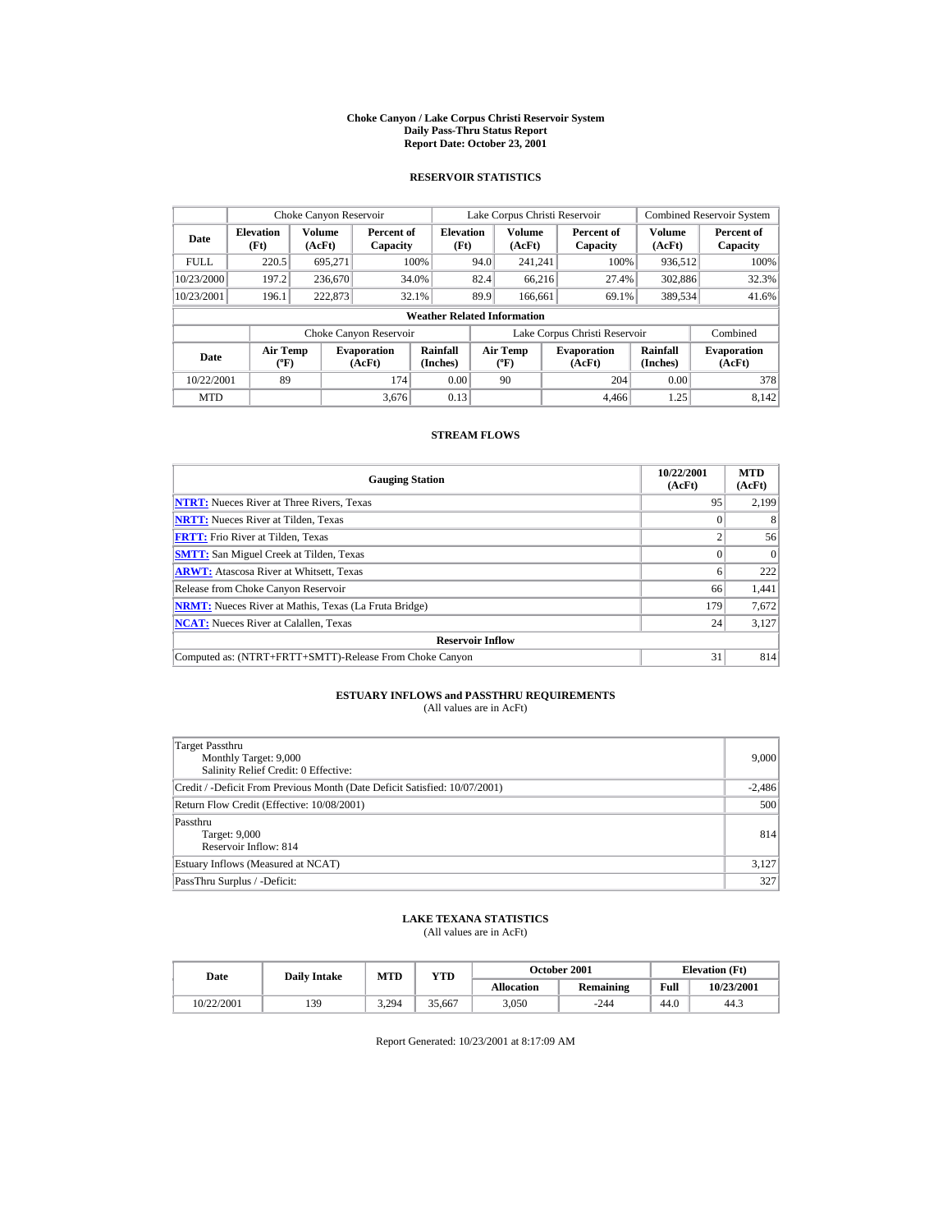**Choke Canyon / Lake Corpus Christi Reservoir System**
**Daily Pass-Thru Status Report**
**Report Date: October 23, 2001**

## RESERVOIR STATISTICS

| | Choke Canyon Reservoir | | | Lake Corpus Christi Reservoir | | | Combined Reservoir System | |
|---|---|---|---|---|---|---|---|---|
| **Date** | **Elevation (Ft)** | **Volume (AcFt)** | **Percent of Capacity** | **Elevation (Ft)** | **Volume (AcFt)** | **Percent of Capacity** | **Volume (AcFt)** | **Percent of Capacity** |
| FULL | 220.5 | 695,271 | 100% | 94.0 | 241,241 | 100% | 936,512 | 100% |
| 10/23/2000 | 197.2 | 236,670 | 34.0% | 82.4 | 66,216 | 27.4% | 302,886 | 32.3% |
| 10/23/2001 | 196.1 | 222,873 | 32.1% | 89.9 | 166,661 | 69.1% | 389,534 | 41.6% |

**Weather Related Information**

| | Choke Canyon Reservoir | | | Lake Corpus Christi Reservoir | | | Combined |
|---|---|---|---|---|---|---|---|
| **Date** | **Air Temp (ºF)** | **Evaporation (AcFt)** | **Rainfall (Inches)** | **Air Temp (ºF)** | **Evaporation (AcFt)** | **Rainfall (Inches)** | **Evaporation (AcFt)** |
| 10/22/2001 | 89 | 174 | 0.00 | 90 | 204 | 0.00 | 378 |
| MTD | | 3,676 | 0.13 | | 4,466 | 1.25 | 8,142 |

## STREAM FLOWS

| Gauging Station | 10/22/2001 (AcFt) | MTD (AcFt) |
|---|---|---|
| **NTRT:** Nueces River at Three Rivers, Texas | 95 | 2,199 |
| **NRTT:** Nueces River at Tilden, Texas | 0 | 8 |
| **FRTT:** Frio River at Tilden, Texas | 2 | 56 |
| **SMTT:** San Miguel Creek at Tilden, Texas | 0 | 0 |
| **ARWT:** Atascosa River at Whitsett, Texas | 6 | 222 |
| Release from Choke Canyon Reservoir | 66 | 1,441 |
| **NRMT:** Nueces River at Mathis, Texas (La Fruta Bridge) | 179 | 7,672 |
| **NCAT:** Nueces River at Calallen, Texas | 24 | 3,127 |
| **Reservoir Inflow** | | |
| Computed as: (NTRT+FRTT+SMTT)-Release From Choke Canyon | 31 | 814 |

## ESTUARY INFLOWS and PASSTHRU REQUIREMENTS

(All values are in AcFt)

| | |
|---|---|
| Target Passthru<br>Monthly Target: 9,000<br>Salinity Relief Credit: 0 Effective: | 9,000 |
| Credit / -Deficit From Previous Month (Date Deficit Satisfied: 10/07/2001) | -2,486 |
| Return Flow Credit (Effective: 10/08/2001) | 500 |
| Passthru<br>Target: 9,000<br>Reservoir Inflow: 814 | 814 |
| Estuary Inflows (Measured at NCAT) | 3,127 |
| PassThru Surplus / -Deficit: | 327 |

## LAKE TEXANA STATISTICS

(All values are in AcFt)

| Date | Daily Intake | MTD | YTD | October 2001 | | Elevation (Ft) | |
|---|---|---|---|---|---|---|---|
| | | | | **Allocation** | **Remaining** | **Full** | **10/23/2001** |
| 10/22/2001 | 139 | 3,294 | 35,667 | 3,050 | -244 | 44.0 | 44.3 |

Report Generated: 10/23/2001 at 8:17:09 AM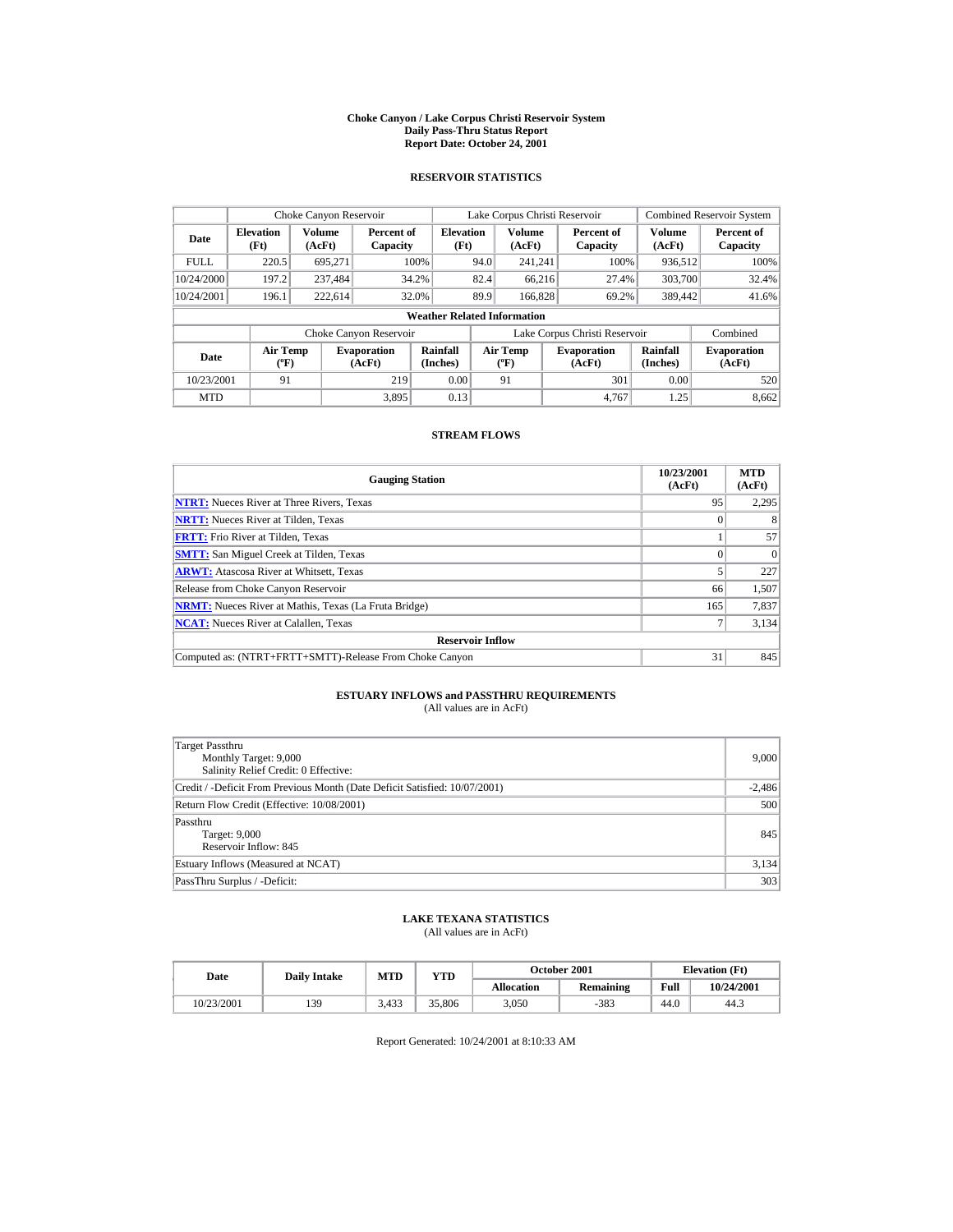# Choke Canyon / Lake Corpus Christi Reservoir System
## Daily Pass-Thru Status Report
## Report Date: October 24, 2001

### RESERVOIR STATISTICS

| | Choke Canyon Reservoir | | | Lake Corpus Christi Reservoir | | | Combined Reservoir System | |
|---|---|---|---|---|---|---|---|---|
| **Date** | **Elevation (Ft)** | **Volume (AcFt)** | **Percent of Capacity** | **Elevation (Ft)** | **Volume (AcFt)** | **Percent of Capacity** | **Volume (AcFt)** | **Percent of Capacity** |
| FULL | 220.5 | 695,271 | 100% | 94.0 | 241,241 | 100% | 936,512 | 100% |
| 10/24/2000 | 197.2 | 237,484 | 34.2% | 82.4 | 66,216 | 27.4% | 303,700 | 32.4% |
| 10/24/2001 | 196.1 | 222,614 | 32.0% | 89.9 | 166,828 | 69.2% | 389,442 | 41.6% |

**Weather Related Information**

| | Choke Canyon Reservoir | | | Lake Corpus Christi Reservoir | | | Combined |
|---|---|---|---|---|---|---|---|
| **Date** | **Air Temp (ºF)** | **Evaporation (AcFt)** | **Rainfall (Inches)** | **Air Temp (ºF)** | **Evaporation (AcFt)** | **Rainfall (Inches)** | **Evaporation (AcFt)** |
| 10/23/2001 | 91 | 219 | 0.00 | 91 | 301 | 0.00 | 520 |
| MTD | | 3,895 | 0.13 | | 4,767 | 1.25 | 8,662 |

### STREAM FLOWS

| Gauging Station | 10/23/2001 (AcFt) | MTD (AcFt) |
|---|---|---|
| NTRT: Nueces River at Three Rivers, Texas | 95 | 2,295 |
| NRTT: Nueces River at Tilden, Texas | 0 | 8 |
| FRTT: Frio River at Tilden, Texas | 1 | 57 |
| SMTT: San Miguel Creek at Tilden, Texas | 0 | 0 |
| ARWT: Atascosa River at Whitsett, Texas | 5 | 227 |
| Release from Choke Canyon Reservoir | 66 | 1,507 |
| NRMT: Nueces River at Mathis, Texas (La Fruta Bridge) | 165 | 7,837 |
| NCAT: Nueces River at Calallen, Texas | 7 | 3,134 |
| **Reservoir Inflow** | | |
| Computed as: (NTRT+FRTT+SMTT)-Release From Choke Canyon | 31 | 845 |

### ESTUARY INFLOWS and PASSTHRU REQUIREMENTS
(All values are in AcFt)

| | |
|---|---|
| Target Passthru<br>Monthly Target: 9,000<br>Salinity Relief Credit: 0 Effective: | 9,000 |
| Credit / -Deficit From Previous Month (Date Deficit Satisfied: 10/07/2001) | -2,486 |
| Return Flow Credit (Effective: 10/08/2001) | 500 |
| Passthru<br>Target: 9,000<br>Reservoir Inflow: 845 | 845 |
| Estuary Inflows (Measured at NCAT) | 3,134 |
| PassThru Surplus / -Deficit: | 303 |

### LAKE TEXANA STATISTICS
(All values are in AcFt)

| Date | Daily Intake | MTD | YTD | October 2001 | | Elevation (Ft) | |
|---|---|---|---|---|---|---|---|
| | | | | **Allocation** | **Remaining** | **Full** | **10/24/2001** |
| 10/23/2001 | 139 | 3,433 | 35,806 | 3,050 | -383 | 44.0 | 44.3 |

Report Generated: 10/24/2001 at 8:10:33 AM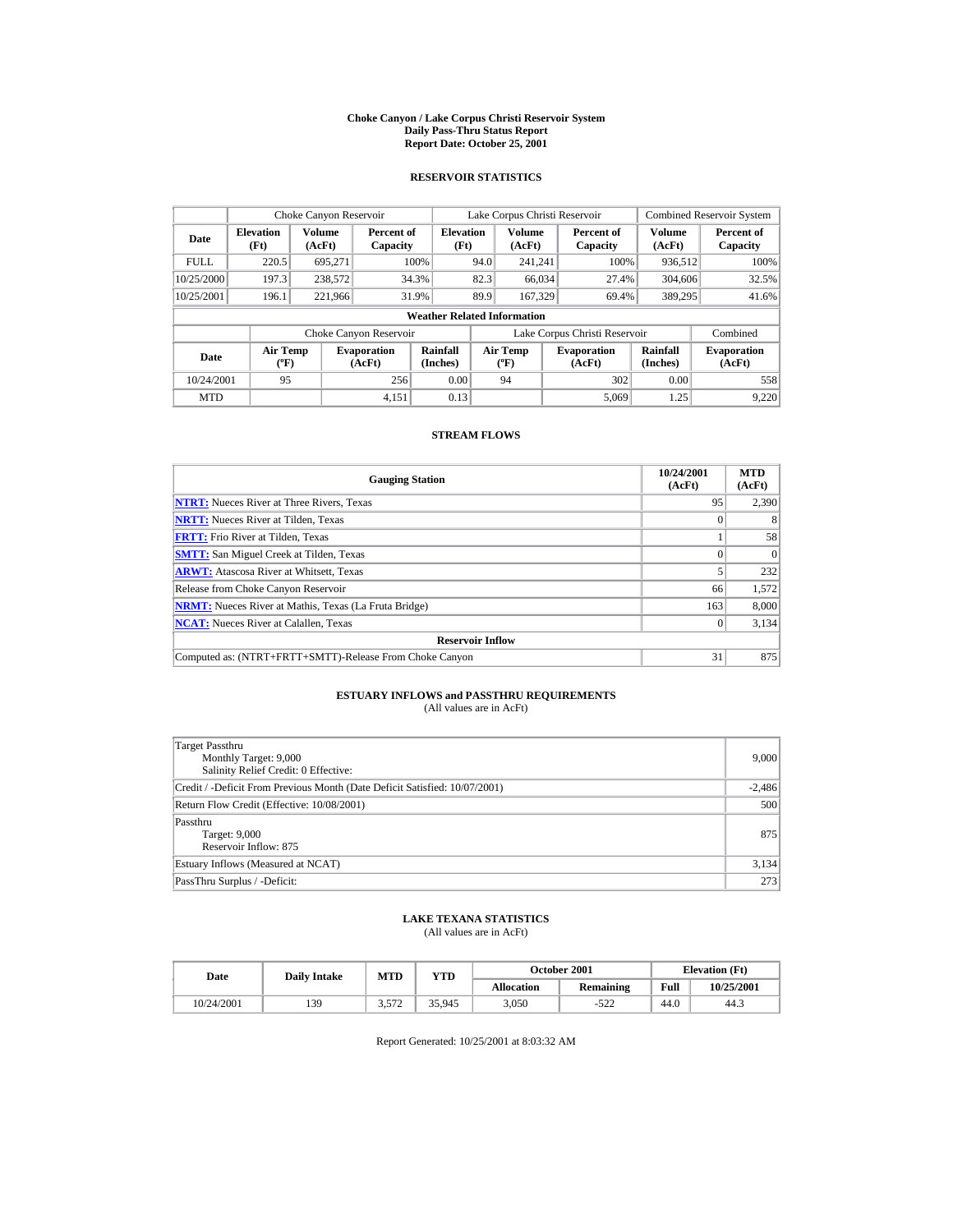# Choke Canyon / Lake Corpus Christi Reservoir System
## Daily Pass-Thru Status Report
### Report Date: October 25, 2001

## RESERVOIR STATISTICS

| Date | Choke Canyon Reservoir | | | Lake Corpus Christi Reservoir | | | Combined Reservoir System | |
|---|---|---|---|---|---|---|---|---|
| | Elevation (Ft) | Volume (AcFt) | Percent of Capacity | Elevation (Ft) | Volume (AcFt) | Percent of Capacity | Volume (AcFt) | Percent of Capacity |
| FULL | 220.5 | 695,271 | 100% | 94.0 | 241,241 | 100% | 936,512 | 100% |
| 10/25/2000 | 197.3 | 238,572 | 34.3% | 82.3 | 66,034 | 27.4% | 304,606 | 32.5% |
| 10/25/2001 | 196.1 | 221,966 | 31.9% | 89.9 | 167,329 | 69.4% | 389,295 | 41.6% |

**Weather Related Information**

| Date | Choke Canyon Reservoir | | | Lake Corpus Christi Reservoir | | | Combined |
|---|---|---|---|---|---|---|---|
| | Air Temp (ºF) | Evaporation (AcFt) | Rainfall (Inches) | Air Temp (ºF) | Evaporation (AcFt) | Rainfall (Inches) | Evaporation (AcFt) |
| 10/24/2001 | 95 | 256 | 0.00 | 94 | 302 | 0.00 | 558 |
| MTD | | 4,151 | 0.13 | | 5,069 | 1.25 | 9,220 |

## STREAM FLOWS

| Gauging Station | 10/24/2001 (AcFt) | MTD (AcFt) |
|---|---|---|
| NTRT: Nueces River at Three Rivers, Texas | 95 | 2,390 |
| NRTT: Nueces River at Tilden, Texas | 0 | 8 |
| FRTT: Frio River at Tilden, Texas | 1 | 58 |
| SMTT: San Miguel Creek at Tilden, Texas | 0 | 0 |
| ARWT: Atascosa River at Whitsett, Texas | 5 | 232 |
| Release from Choke Canyon Reservoir | 66 | 1,572 |
| NRMT: Nueces River at Mathis, Texas (La Fruta Bridge) | 163 | 8,000 |
| NCAT: Nueces River at Calallen, Texas | 0 | 3,134 |
| **Reservoir Inflow** | | |
| Computed as: (NTRT+FRTT+SMTT)-Release From Choke Canyon | 31 | 875 |

## ESTUARY INFLOWS and PASSTHRU REQUIREMENTS
(All values are in AcFt)

| | |
|---|---|
| Target Passthru<br>Monthly Target: 9,000<br>Salinity Relief Credit: 0 Effective: | 9,000 |
| Credit / -Deficit From Previous Month (Date Deficit Satisfied: 10/07/2001) | -2,486 |
| Return Flow Credit (Effective: 10/08/2001) | 500 |
| Passthru<br>Target: 9,000<br>Reservoir Inflow: 875 | 875 |
| Estuary Inflows (Measured at NCAT) | 3,134 |
| PassThru Surplus / -Deficit: | 273 |

## LAKE TEXANA STATISTICS
(All values are in AcFt)

| Date | Daily Intake | MTD | YTD | October 2001 | | Elevation (Ft) | |
|---|---|---|---|---|---|---|---|
| | | | | Allocation | Remaining | Full | 10/25/2001 |
| 10/24/2001 | 139 | 3,572 | 35,945 | 3,050 | -522 | 44.0 | 44.3 |

Report Generated: 10/25/2001 at 8:03:32 AM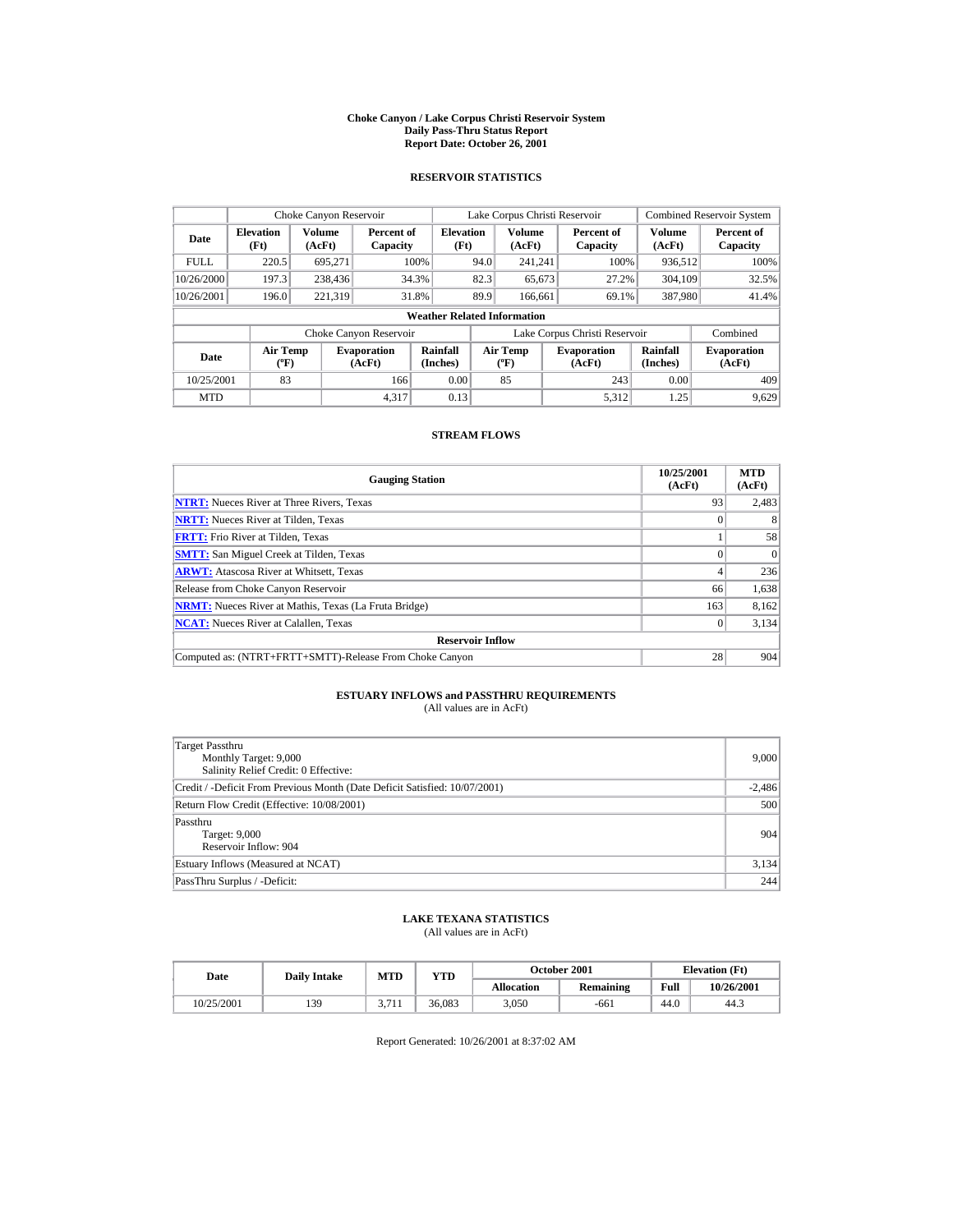# Choke Canyon / Lake Corpus Christi Reservoir System
## Daily Pass-Thru Status Report
## Report Date: October 26, 2001

### RESERVOIR STATISTICS

| Date | Choke Canyon Reservoir | | | Lake Corpus Christi Reservoir | | | Combined Reservoir System | |
|---|---|---|---|---|---|---|---|---|
| | Elevation (Ft) | Volume (AcFt) | Percent of Capacity | Elevation (Ft) | Volume (AcFt) | Percent of Capacity | Volume (AcFt) | Percent of Capacity |
| FULL | 220.5 | 695,271 | 100% | 94.0 | 241,241 | 100% | 936,512 | 100% |
| 10/26/2000 | 197.3 | 238,436 | 34.3% | 82.3 | 65,673 | 27.2% | 304,109 | 32.5% |
| 10/26/2001 | 196.0 | 221,319 | 31.8% | 89.9 | 166,661 | 69.1% | 387,980 | 41.4% |

**Weather Related Information**

| Date | Choke Canyon Reservoir | | | Lake Corpus Christi Reservoir | | | Combined |
|---|---|---|---|---|---|---|---|
| | Air Temp (ºF) | Evaporation (AcFt) | Rainfall (Inches) | Air Temp (ºF) | Evaporation (AcFt) | Rainfall (Inches) | Evaporation (AcFt) |
| 10/25/2001 | 83 | 166 | 0.00 | 85 | 243 | 0.00 | 409 |
| MTD | | 4,317 | 0.13 | | 5,312 | 1.25 | 9,629 |

### STREAM FLOWS

| Gauging Station | 10/25/2001 (AcFt) | MTD (AcFt) |
|---|---|---|
| **NTRT:** Nueces River at Three Rivers, Texas | 93 | 2,483 |
| **NRTT:** Nueces River at Tilden, Texas | 0 | 8 |
| **FRTT:** Frio River at Tilden, Texas | 1 | 58 |
| **SMTT:** San Miguel Creek at Tilden, Texas | 0 | 0 |
| **ARWT:** Atascosa River at Whitsett, Texas | 4 | 236 |
| Release from Choke Canyon Reservoir | 66 | 1,638 |
| **NRMT:** Nueces River at Mathis, Texas (La Fruta Bridge) | 163 | 8,162 |
| **NCAT:** Nueces River at Calallen, Texas | 0 | 3,134 |
| **Reservoir Inflow** | | |
| Computed as: (NTRT+FRTT+SMTT)-Release From Choke Canyon | 28 | 904 |

### ESTUARY INFLOWS and PASSTHRU REQUIREMENTS
(All values are in AcFt)

| Item | Value |
|---|---|
| Target Passthru<br>Monthly Target: 9,000<br>Salinity Relief Credit: 0 Effective: | 9,000 |
| Credit / -Deficit From Previous Month (Date Deficit Satisfied: 10/07/2001) | -2,486 |
| Return Flow Credit (Effective: 10/08/2001) | 500 |
| Passthru<br>Target: 9,000<br>Reservoir Inflow: 904 | 904 |
| Estuary Inflows (Measured at NCAT) | 3,134 |
| PassThru Surplus / -Deficit: | 244 |

### LAKE TEXANA STATISTICS
(All values are in AcFt)

| Date | Daily Intake | MTD | YTD | October 2001 | | Elevation (Ft) | |
|---|---|---|---|---|---|---|---|
| | | | | Allocation | Remaining | Full | 10/26/2001 |
| 10/25/2001 | 139 | 3,711 | 36,083 | 3,050 | -661 | 44.0 | 44.3 |

Report Generated: 10/26/2001 at 8:37:02 AM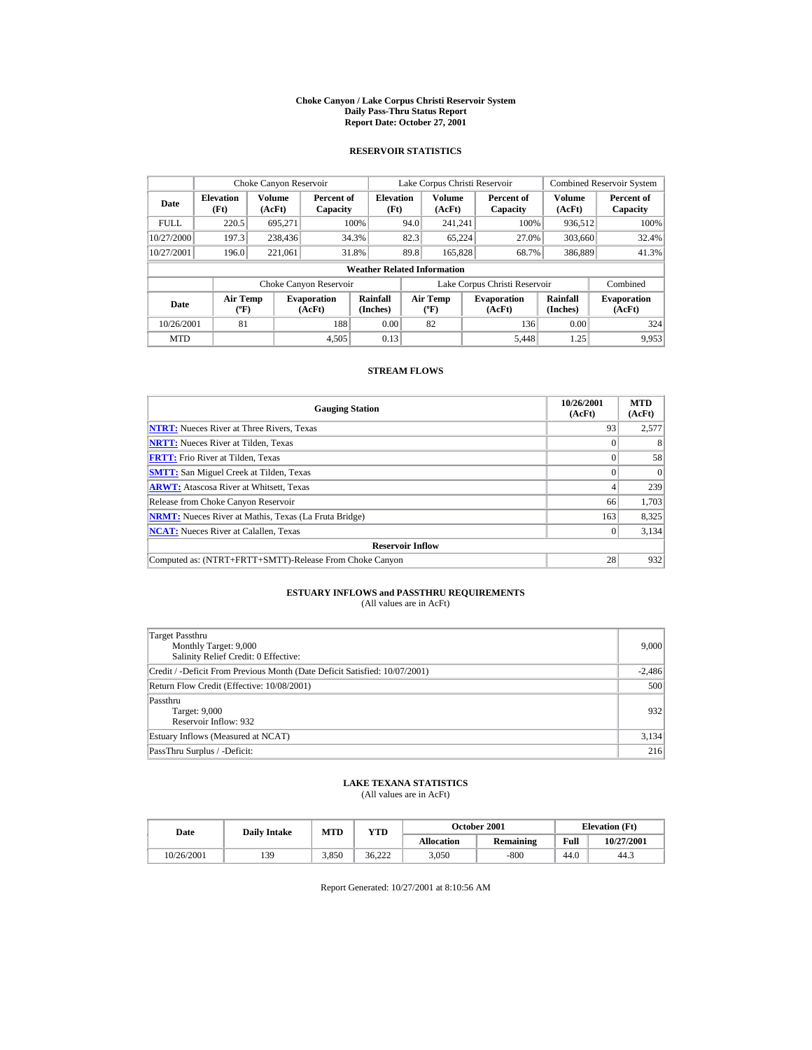# Choke Canyon / Lake Corpus Christi Reservoir System
## Daily Pass-Thru Status Report
## Report Date: October 27, 2001

### RESERVOIR STATISTICS

| | Choke Canyon Reservoir | | | Lake Corpus Christi Reservoir | | | Combined Reservoir System | |
|---|---|---|---|---|---|---|---|---|
| **Date** | **Elevation (Ft)** | **Volume (AcFt)** | **Percent of Capacity** | **Elevation (Ft)** | **Volume (AcFt)** | **Percent of Capacity** | **Volume (AcFt)** | **Percent of Capacity** |
| FULL | 220.5 | 695,271 | 100% | 94.0 | 241,241 | 100% | 936,512 | 100% |
| 10/27/2000 | 197.3 | 238,436 | 34.3% | 82.3 | 65,224 | 27.0% | 303,660 | 32.4% |
| 10/27/2001 | 196.0 | 221,061 | 31.8% | 89.8 | 165,828 | 68.7% | 386,889 | 41.3% |

**Weather Related Information**

| | Choke Canyon Reservoir | | | Lake Corpus Christi Reservoir | | | Combined |
|---|---|---|---|---|---|---|---|
| **Date** | **Air Temp (ºF)** | **Evaporation (AcFt)** | **Rainfall (Inches)** | **Air Temp (ºF)** | **Evaporation (AcFt)** | **Rainfall (Inches)** | **Evaporation (AcFt)** |
| 10/26/2001 | 81 | 188 | 0.00 | 82 | 136 | 0.00 | 324 |
| MTD | | 4,505 | 0.13 | | 5,448 | 1.25 | 9,953 |

### STREAM FLOWS

| Gauging Station | 10/26/2001 (AcFt) | MTD (AcFt) |
|---|---|---|
| NTRT: Nueces River at Three Rivers, Texas | 93 | 2,577 |
| NRTT: Nueces River at Tilden, Texas | 0 | 8 |
| FRTT: Frio River at Tilden, Texas | 0 | 58 |
| SMTT: San Miguel Creek at Tilden, Texas | 0 | 0 |
| ARWT: Atascosa River at Whitsett, Texas | 4 | 239 |
| Release from Choke Canyon Reservoir | 66 | 1,703 |
| NRMT: Nueces River at Mathis, Texas (La Fruta Bridge) | 163 | 8,325 |
| NCAT: Nueces River at Calallen, Texas | 0 | 3,134 |
| **Reservoir Inflow** | | |
| Computed as: (NTRT+FRTT+SMTT)-Release From Choke Canyon | 28 | 932 |

### ESTUARY INFLOWS and PASSTHRU REQUIREMENTS
(All values are in AcFt)

| | |
|---|---|
| Target Passthru<br>Monthly Target: 9,000<br>Salinity Relief Credit: 0 Effective: | 9,000 |
| Credit / -Deficit From Previous Month (Date Deficit Satisfied: 10/07/2001) | -2,486 |
| Return Flow Credit (Effective: 10/08/2001) | 500 |
| Passthru<br>Target: 9,000<br>Reservoir Inflow: 932 | 932 |
| Estuary Inflows (Measured at NCAT) | 3,134 |
| PassThru Surplus / -Deficit: | 216 |

### LAKE TEXANA STATISTICS
(All values are in AcFt)

| Date | Daily Intake | MTD | YTD | October 2001 | | Elevation (Ft) | |
|---|---|---|---|---|---|---|---|
| | | | | **Allocation** | **Remaining** | **Full** | **10/27/2001** |
| 10/26/2001 | 139 | 3,850 | 36,222 | 3,050 | -800 | 44.0 | 44.3 |

Report Generated: 10/27/2001 at 8:10:56 AM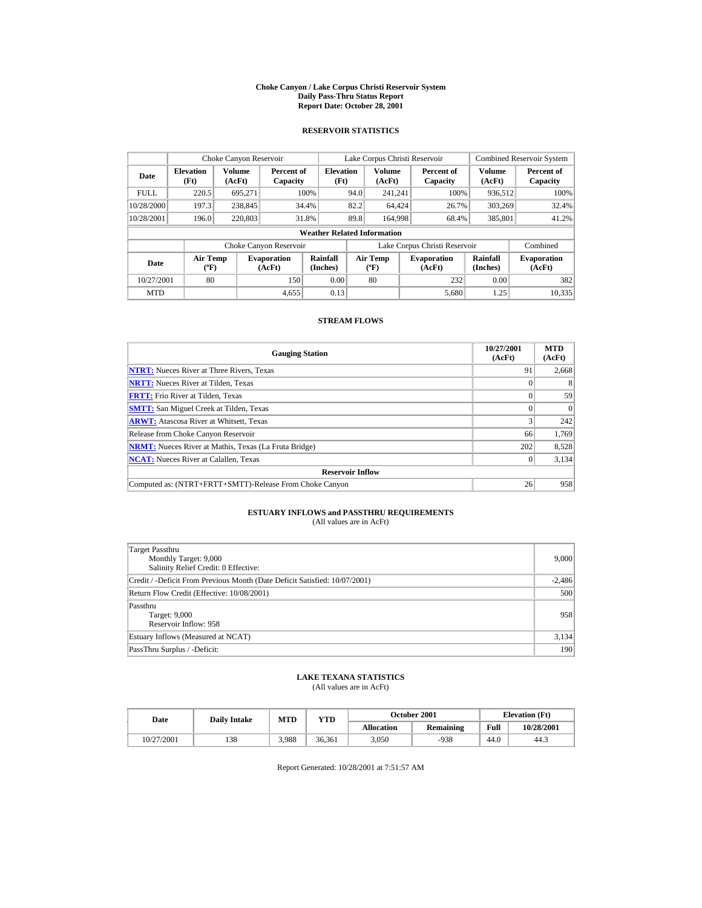# Choke Canyon / Lake Corpus Christi Reservoir System
## Daily Pass-Thru Status Report
## Report Date: October 28, 2001

### RESERVOIR STATISTICS

| | Choke Canyon Reservoir | | | Lake Corpus Christi Reservoir | | | Combined Reservoir System | |
|---|---|---|---|---|---|---|---|---|
| **Date** | **Elevation (Ft)** | **Volume (AcFt)** | **Percent of Capacity** | **Elevation (Ft)** | **Volume (AcFt)** | **Percent of Capacity** | **Volume (AcFt)** | **Percent of Capacity** |
| FULL | 220.5 | 695,271 | 100% | 94.0 | 241,241 | 100% | 936,512 | 100% |
| 10/28/2000 | 197.3 | 238,845 | 34.4% | 82.2 | 64,424 | 26.7% | 303,269 | 32.4% |
| 10/28/2001 | 196.0 | 220,803 | 31.8% | 89.8 | 164,998 | 68.4% | 385,801 | 41.2% |

**Weather Related Information**

| | Choke Canyon Reservoir | | | Lake Corpus Christi Reservoir | | | Combined |
|---|---|---|---|---|---|---|---|
| **Date** | **Air Temp (ºF)** | **Evaporation (AcFt)** | **Rainfall (Inches)** | **Air Temp (ºF)** | **Evaporation (AcFt)** | **Rainfall (Inches)** | **Evaporation (AcFt)** |
| 10/27/2001 | 80 | 150 | 0.00 | 80 | 232 | 0.00 | 382 |
| MTD | | 4,655 | 0.13 | | 5,680 | 1.25 | 10,335 |

### STREAM FLOWS

| Gauging Station | 10/27/2001 (AcFt) | MTD (AcFt) |
|---|---|---|
| NTRT: Nueces River at Three Rivers, Texas | 91 | 2,668 |
| NRTT: Nueces River at Tilden, Texas | 0 | 8 |
| FRTT: Frio River at Tilden, Texas | 0 | 59 |
| SMTT: San Miguel Creek at Tilden, Texas | 0 | 0 |
| ARWT: Atascosa River at Whitsett, Texas | 3 | 242 |
| Release from Choke Canyon Reservoir | 66 | 1,769 |
| NRMT: Nueces River at Mathis, Texas (La Fruta Bridge) | 202 | 8,528 |
| NCAT: Nueces River at Calallen, Texas | 0 | 3,134 |
| **Reservoir Inflow** | | |
| Computed as: (NTRT+FRTT+SMTT)-Release From Choke Canyon | 26 | 958 |

### ESTUARY INFLOWS and PASSTHRU REQUIREMENTS
(All values are in AcFt)

| | |
|---|---|
| Target Passthru<br>Monthly Target: 9,000<br>Salinity Relief Credit: 0 Effective: | 9,000 |
| Credit / -Deficit From Previous Month (Date Deficit Satisfied: 10/07/2001) | -2,486 |
| Return Flow Credit (Effective: 10/08/2001) | 500 |
| Passthru<br>Target: 9,000<br>Reservoir Inflow: 958 | 958 |
| Estuary Inflows (Measured at NCAT) | 3,134 |
| PassThru Surplus / -Deficit: | 190 |

### LAKE TEXANA STATISTICS
(All values are in AcFt)

| Date | Daily Intake | MTD | YTD | October 2001 | | Elevation (Ft) | |
|---|---|---|---|---|---|---|---|
| | | | | **Allocation** | **Remaining** | **Full** | **10/28/2001** |
| 10/27/2001 | 138 | 3,988 | 36,361 | 3,050 | -938 | 44.0 | 44.3 |

Report Generated: 10/28/2001 at 7:51:57 AM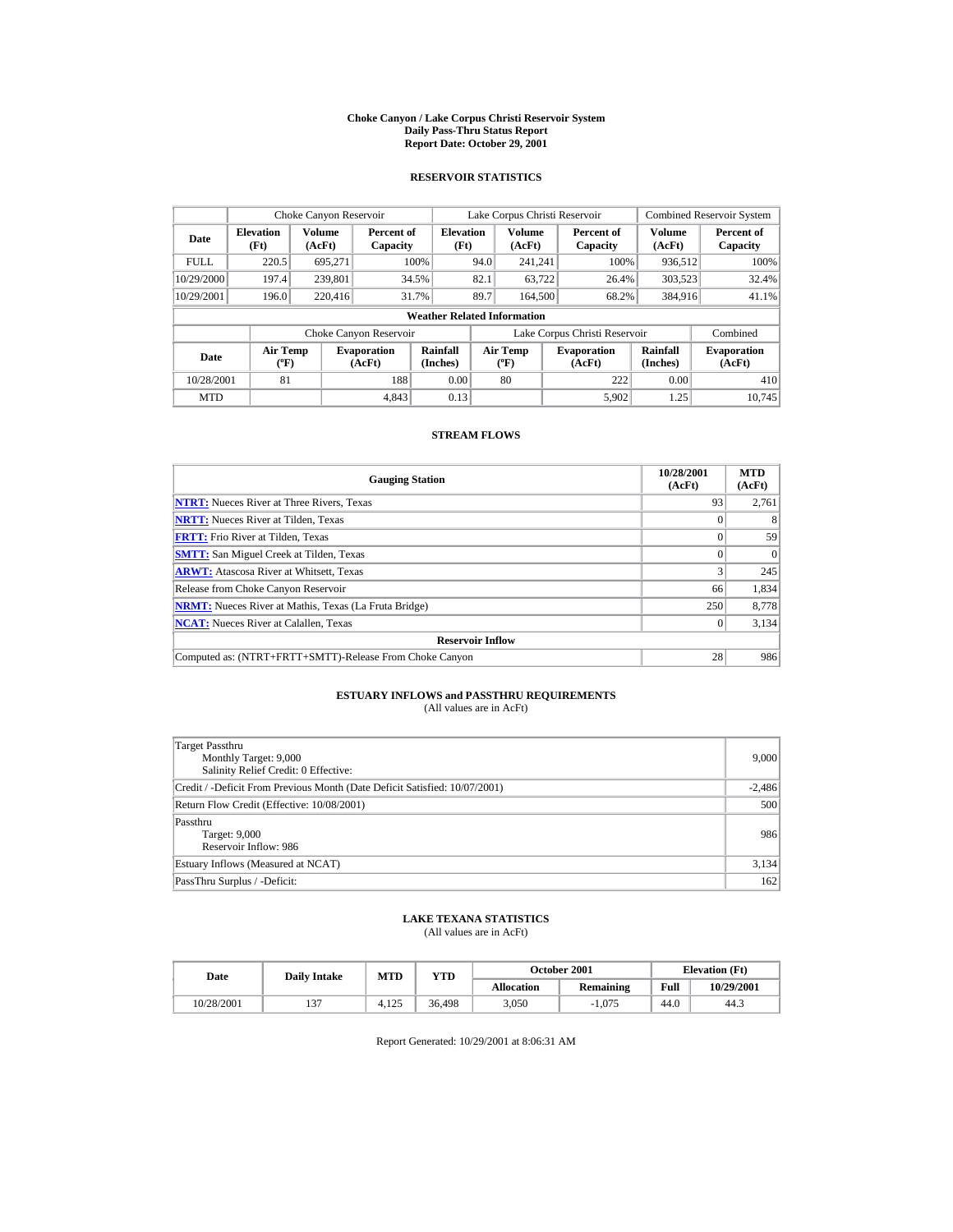# Choke Canyon / Lake Corpus Christi Reservoir System
## Daily Pass-Thru Status Report
### Report Date: October 29, 2001

## RESERVOIR STATISTICS

| Date | Choke Canyon Reservoir | | | Lake Corpus Christi Reservoir | | | Combined Reservoir System | |
|---|---|---|---|---|---|---|---|---|
| | Elevation (Ft) | Volume (AcFt) | Percent of Capacity | Elevation (Ft) | Volume (AcFt) | Percent of Capacity | Volume (AcFt) | Percent of Capacity |
| FULL | 220.5 | 695,271 | 100% | 94.0 | 241,241 | 100% | 936,512 | 100% |
| 10/29/2000 | 197.4 | 239,801 | 34.5% | 82.1 | 63,722 | 26.4% | 303,523 | 32.4% |
| 10/29/2001 | 196.0 | 220,416 | 31.7% | 89.7 | 164,500 | 68.2% | 384,916 | 41.1% |

**Weather Related Information**

| Date | Choke Canyon Reservoir | | | Lake Corpus Christi Reservoir | | | Combined |
|---|---|---|---|---|---|---|---|
| | Air Temp (ºF) | Evaporation (AcFt) | Rainfall (Inches) | Air Temp (ºF) | Evaporation (AcFt) | Rainfall (Inches) | Evaporation (AcFt) |
| 10/28/2001 | 81 | 188 | 0.00 | 80 | 222 | 0.00 | 410 |
| MTD | | 4,843 | 0.13 | | 5,902 | 1.25 | 10,745 |

## STREAM FLOWS

| Gauging Station | 10/28/2001 (AcFt) | MTD (AcFt) |
|---|---|---|
| NTRT: Nueces River at Three Rivers, Texas | 93 | 2,761 |
| NRTT: Nueces River at Tilden, Texas | 0 | 8 |
| FRTT: Frio River at Tilden, Texas | 0 | 59 |
| SMTT: San Miguel Creek at Tilden, Texas | 0 | 0 |
| ARWT: Atascosa River at Whitsett, Texas | 3 | 245 |
| Release from Choke Canyon Reservoir | 66 | 1,834 |
| NRMT: Nueces River at Mathis, Texas (La Fruta Bridge) | 250 | 8,778 |
| NCAT: Nueces River at Calallen, Texas | 0 | 3,134 |
| **Reservoir Inflow** | | |
| Computed as: (NTRT+FRTT+SMTT)-Release From Choke Canyon | 28 | 986 |

## ESTUARY INFLOWS and PASSTHRU REQUIREMENTS
(All values are in AcFt)

| | |
|---|---|
| Target Passthru<br>Monthly Target: 9,000<br>Salinity Relief Credit: 0 Effective: | 9,000 |
| Credit / -Deficit From Previous Month (Date Deficit Satisfied: 10/07/2001) | -2,486 |
| Return Flow Credit (Effective: 10/08/2001) | 500 |
| Passthru<br>Target: 9,000<br>Reservoir Inflow: 986 | 986 |
| Estuary Inflows (Measured at NCAT) | 3,134 |
| PassThru Surplus / -Deficit: | 162 |

## LAKE TEXANA STATISTICS
(All values are in AcFt)

| Date | Daily Intake | MTD | YTD | October 2001 | | Elevation (Ft) | |
|---|---|---|---|---|---|---|---|
| | | | | Allocation | Remaining | Full | 10/29/2001 |
| 10/28/2001 | 137 | 4,125 | 36,498 | 3,050 | -1,075 | 44.0 | 44.3 |

Report Generated: 10/29/2001 at 8:06:31 AM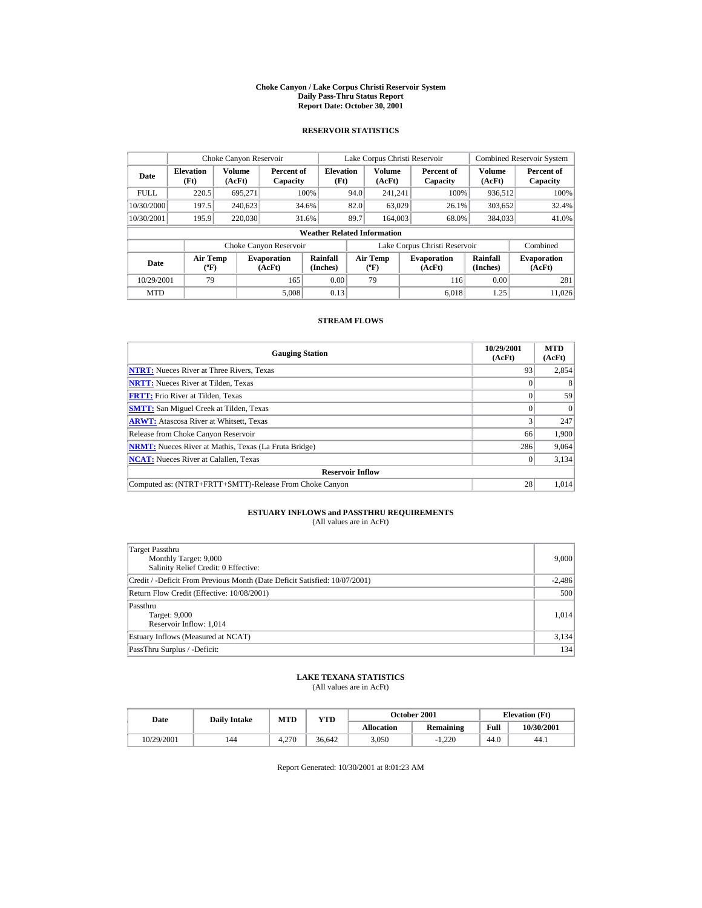# Choke Canyon / Lake Corpus Christi Reservoir System
## Daily Pass-Thru Status Report
### Report Date: October 30, 2001

## RESERVOIR STATISTICS

| | Choke Canyon Reservoir | | | Lake Corpus Christi Reservoir | | | Combined Reservoir System | |
|---|---|---|---|---|---|---|---|---|
| **Date** | **Elevation (Ft)** | **Volume (AcFt)** | **Percent of Capacity** | **Elevation (Ft)** | **Volume (AcFt)** | **Percent of Capacity** | **Volume (AcFt)** | **Percent of Capacity** |
| FULL | 220.5 | 695,271 | 100% | 94.0 | 241,241 | 100% | 936,512 | 100% |
| 10/30/2000 | 197.5 | 240,623 | 34.6% | 82.0 | 63,029 | 26.1% | 303,652 | 32.4% |
| 10/30/2001 | 195.9 | 220,030 | 31.6% | 89.7 | 164,003 | 68.0% | 384,033 | 41.0% |

**Weather Related Information**

| | Choke Canyon Reservoir | | | Lake Corpus Christi Reservoir | | | Combined |
|---|---|---|---|---|---|---|---|
| **Date** | **Air Temp (ºF)** | **Evaporation (AcFt)** | **Rainfall (Inches)** | **Air Temp (ºF)** | **Evaporation (AcFt)** | **Rainfall (Inches)** | **Evaporation (AcFt)** |
| 10/29/2001 | 79 | 165 | 0.00 | 79 | 116 | 0.00 | 281 |
| MTD | | 5,008 | 0.13 | | 6,018 | 1.25 | 11,026 |

## STREAM FLOWS

| Gauging Station | 10/29/2001 (AcFt) | MTD (AcFt) |
|---|---|---|
| NTRT: Nueces River at Three Rivers, Texas | 93 | 2,854 |
| NRTT: Nueces River at Tilden, Texas | 0 | 8 |
| FRTT: Frio River at Tilden, Texas | 0 | 59 |
| SMTT: San Miguel Creek at Tilden, Texas | 0 | 0 |
| ARWT: Atascosa River at Whitsett, Texas | 3 | 247 |
| Release from Choke Canyon Reservoir | 66 | 1,900 |
| NRMT: Nueces River at Mathis, Texas (La Fruta Bridge) | 286 | 9,064 |
| NCAT: Nueces River at Calallen, Texas | 0 | 3,134 |
| **Reservoir Inflow** | | |
| Computed as: (NTRT+FRTT+SMTT)-Release From Choke Canyon | 28 | 1,014 |

## ESTUARY INFLOWS and PASSTHRU REQUIREMENTS
(All values are in AcFt)

| | |
|---|---|
| Target Passthru<br>Monthly Target: 9,000<br>Salinity Relief Credit: 0 Effective: | 9,000 |
| Credit / -Deficit From Previous Month (Date Deficit Satisfied: 10/07/2001) | -2,486 |
| Return Flow Credit (Effective: 10/08/2001) | 500 |
| Passthru<br>Target: 9,000<br>Reservoir Inflow: 1,014 | 1,014 |
| Estuary Inflows (Measured at NCAT) | 3,134 |
| PassThru Surplus / -Deficit: | 134 |

## LAKE TEXANA STATISTICS
(All values are in AcFt)

| Date | Daily Intake | MTD | YTD | October 2001 | | Elevation (Ft) | |
|---|---|---|---|---|---|---|---|
| | | | | **Allocation** | **Remaining** | **Full** | **10/30/2001** |
| 10/29/2001 | 144 | 4,270 | 36,642 | 3,050 | -1,220 | 44.0 | 44.1 |

Report Generated: 10/30/2001 at 8:01:23 AM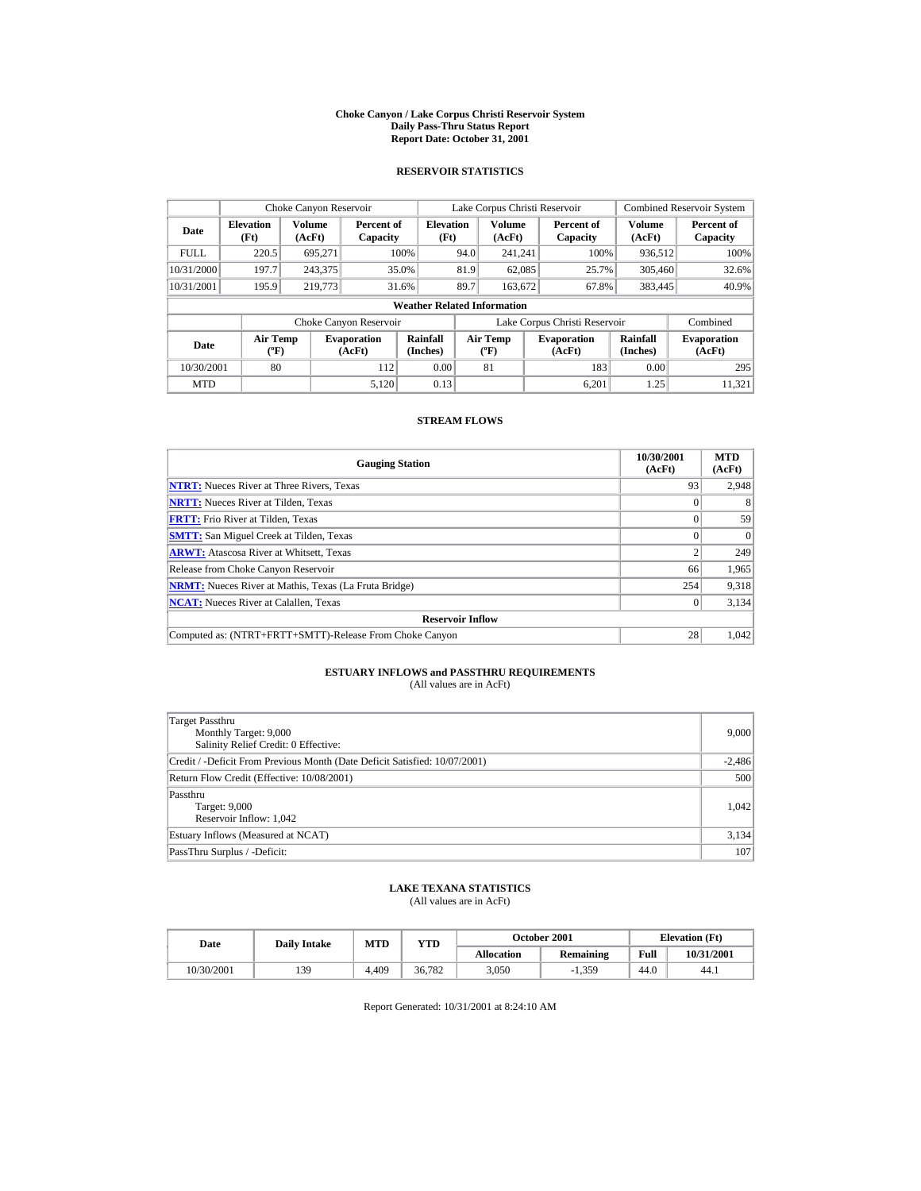# Choke Canyon / Lake Corpus Christi Reservoir System
## Daily Pass-Thru Status Report
## Report Date: October 31, 2001

### RESERVOIR STATISTICS

| | Choke Canyon Reservoir | | | Lake Corpus Christi Reservoir | | | Combined Reservoir System | |
|---|---|---|---|---|---|---|---|---|
| Date | Elevation (Ft) | Volume (AcFt) | Percent of Capacity | Elevation (Ft) | Volume (AcFt) | Percent of Capacity | Volume (AcFt) | Percent of Capacity |
| FULL | 220.5 | 695,271 | 100% | 94.0 | 241,241 | 100% | 936,512 | 100% |
| 10/31/2000 | 197.7 | 243,375 | 35.0% | 81.9 | 62,085 | 25.7% | 305,460 | 32.6% |
| 10/31/2001 | 195.9 | 219,773 | 31.6% | 89.7 | 163,672 | 67.8% | 383,445 | 40.9% |

**Weather Related Information**

| | Choke Canyon Reservoir | | | Lake Corpus Christi Reservoir | | | Combined |
|---|---|---|---|---|---|---|---|
| Date | Air Temp (ºF) | Evaporation (AcFt) | Rainfall (Inches) | Air Temp (ºF) | Evaporation (AcFt) | Rainfall (Inches) | Evaporation (AcFt) |
| 10/30/2001 | 80 | 112 | 0.00 | 81 | 183 | 0.00 | 295 |
| MTD | | 5,120 | 0.13 | | 6,201 | 1.25 | 11,321 |

### STREAM FLOWS

| Gauging Station | 10/30/2001 (AcFt) | MTD (AcFt) |
|---|---|---|
| NTRT: Nueces River at Three Rivers, Texas | 93 | 2,948 |
| NRTT: Nueces River at Tilden, Texas | 0 | 8 |
| FRTT: Frio River at Tilden, Texas | 0 | 59 |
| SMTT: San Miguel Creek at Tilden, Texas | 0 | 0 |
| ARWT: Atascosa River at Whitsett, Texas | 2 | 249 |
| Release from Choke Canyon Reservoir | 66 | 1,965 |
| NRMT: Nueces River at Mathis, Texas (La Fruta Bridge) | 254 | 9,318 |
| NCAT: Nueces River at Calallen, Texas | 0 | 3,134 |
| **Reservoir Inflow** | | |
| Computed as: (NTRT+FRTT+SMTT)-Release From Choke Canyon | 28 | 1,042 |

### ESTUARY INFLOWS and PASSTHRU REQUIREMENTS
(All values are in AcFt)

| | |
|---|---|
| Target Passthru<br>Monthly Target: 9,000<br>Salinity Relief Credit: 0 Effective: | 9,000 |
| Credit / -Deficit From Previous Month (Date Deficit Satisfied: 10/07/2001) | -2,486 |
| Return Flow Credit (Effective: 10/08/2001) | 500 |
| Passthru<br>Target: 9,000<br>Reservoir Inflow: 1,042 | 1,042 |
| Estuary Inflows (Measured at NCAT) | 3,134 |
| PassThru Surplus / -Deficit: | 107 |

### LAKE TEXANA STATISTICS
(All values are in AcFt)

| Date | Daily Intake | MTD | YTD | October 2001 | | Elevation (Ft) | |
|---|---|---|---|---|---|---|---|
| | | | | Allocation | Remaining | Full | 10/31/2001 |
| 10/30/2001 | 139 | 4,409 | 36,782 | 3,050 | -1,359 | 44.0 | 44.1 |

Report Generated: 10/31/2001 at 8:24:10 AM